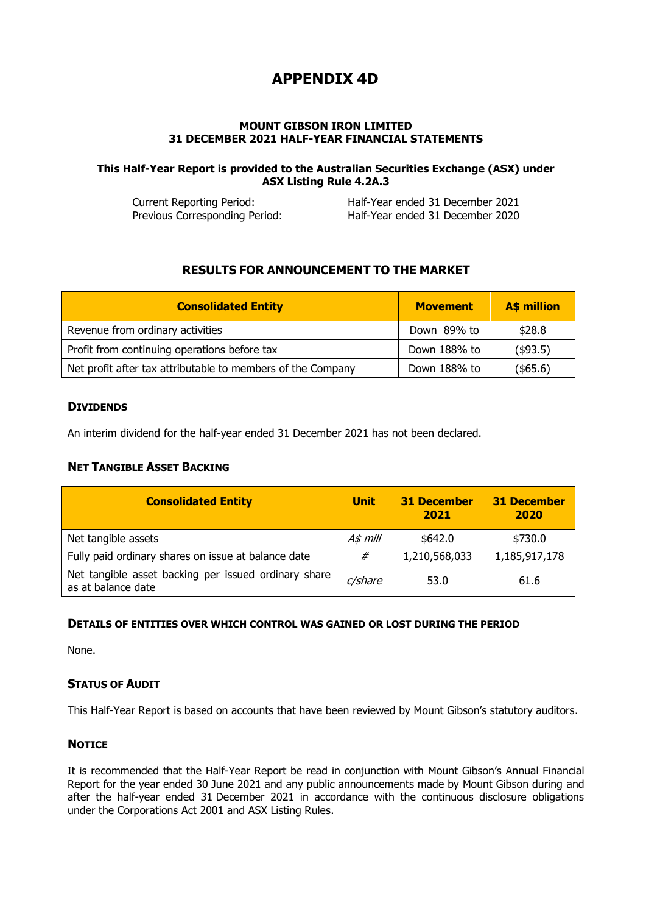# APPENDIX 4D

**MOUNT GIBSON IRON LIMITED**
**31 DECEMBER 2021 HALF-YEAR FINANCIAL STATEMENTS**

**This Half-Year Report is provided to the Australian Securities Exchange (ASX) under ASX Listing Rule 4.2A.3**

| | |
|---|---|
| Current Reporting Period: | Half-Year ended 31 December 2021 |
| Previous Corresponding Period: | Half-Year ended 31 December 2020 |

## RESULTS FOR ANNOUNCEMENT TO THE MARKET

| Consolidated Entity | Movement | A$ million |
|---|---|---|
| Revenue from ordinary activities | Down 89% to | $28.8 |
| Profit from continuing operations before tax | Down 188% to | ($93.5) |
| Net profit after tax attributable to members of the Company | Down 188% to | ($65.6) |

### DIVIDENDS

An interim dividend for the half-year ended 31 December 2021 has not been declared.

### NET TANGIBLE ASSET BACKING

| Consolidated Entity | Unit | 31 December 2021 | 31 December 2020 |
|---|---|---|---|
| Net tangible assets | *A$ mill* | $642.0 | $730.0 |
| Fully paid ordinary shares on issue at balance date | *#* | 1,210,568,033 | 1,185,917,178 |
| Net tangible asset backing per issued ordinary share as at balance date | *c/share* | 53.0 | 61.6 |

### DETAILS OF ENTITIES OVER WHICH CONTROL WAS GAINED OR LOST DURING THE PERIOD

None.

### STATUS OF AUDIT

This Half-Year Report is based on accounts that have been reviewed by Mount Gibson's statutory auditors.

### NOTICE

It is recommended that the Half-Year Report be read in conjunction with Mount Gibson's Annual Financial Report for the year ended 30 June 2021 and any public announcements made by Mount Gibson during and after the half-year ended 31 December 2021 in accordance with the continuous disclosure obligations under the Corporations Act 2001 and ASX Listing Rules.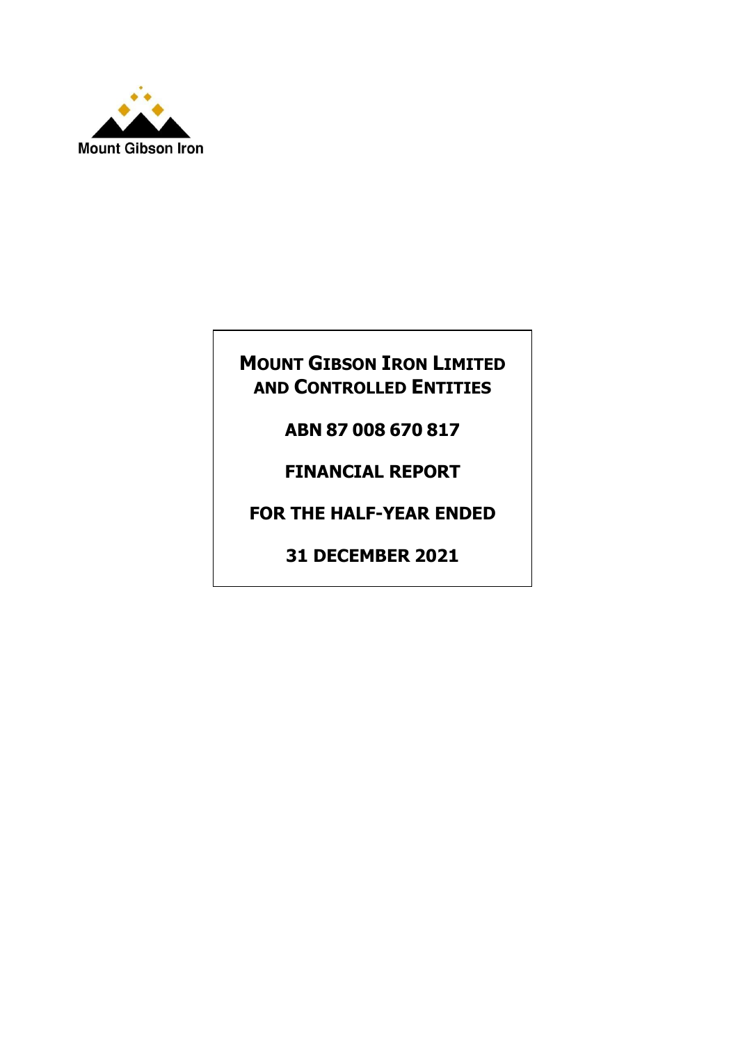Mount Gibson Iron

# MOUNT GIBSON IRON LIMITED AND CONTROLLED ENTITIES

**ABN 87 008 670 817**

**FINANCIAL REPORT**

**FOR THE HALF-YEAR ENDED**

**31 DECEMBER 2021**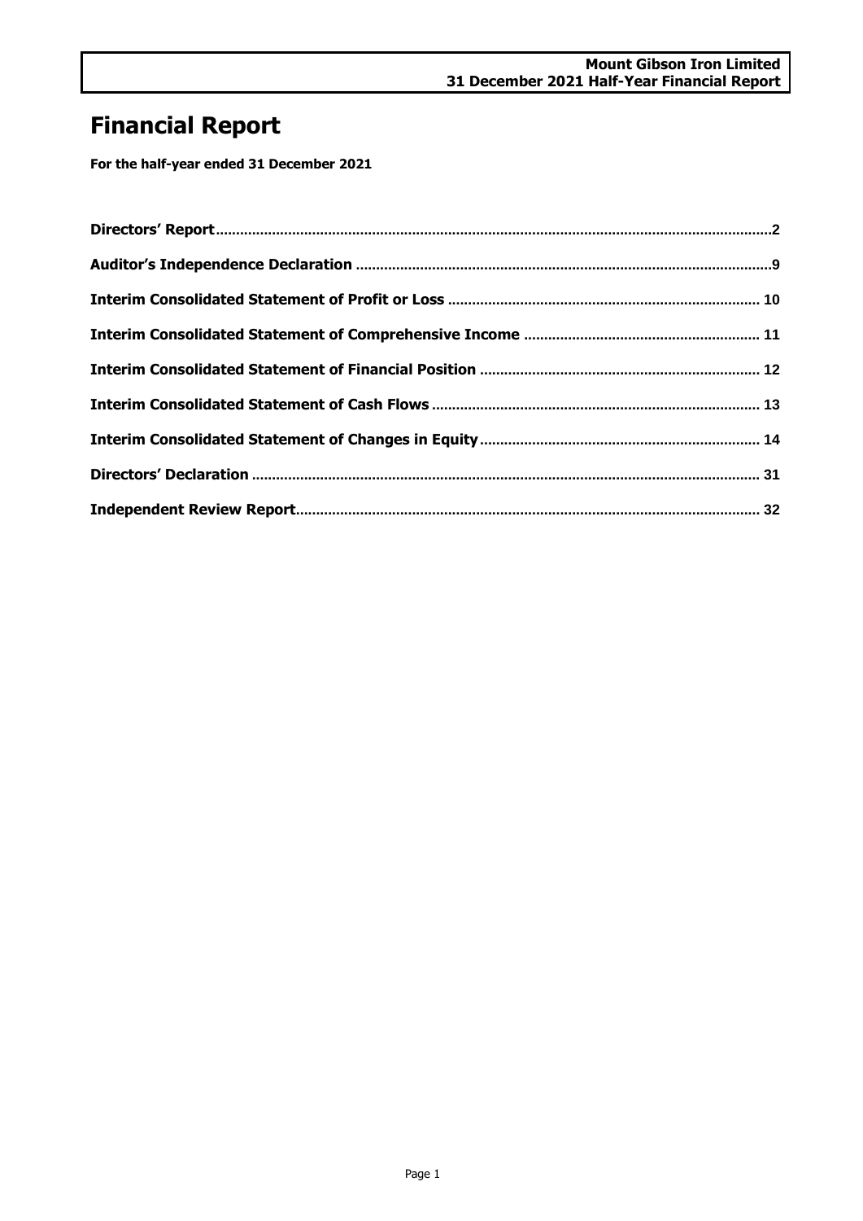# Financial Report

**For the half-year ended 31 December 2021**

| | |
|---|---|
| **Directors' Report** | **2** |
| **Auditor's Independence Declaration** | **9** |
| **Interim Consolidated Statement of Profit or Loss** | **10** |
| **Interim Consolidated Statement of Comprehensive Income** | **11** |
| **Interim Consolidated Statement of Financial Position** | **12** |
| **Interim Consolidated Statement of Cash Flows** | **13** |
| **Interim Consolidated Statement of Changes in Equity** | **14** |
| **Directors' Declaration** | **31** |
| **Independent Review Report** | **32** |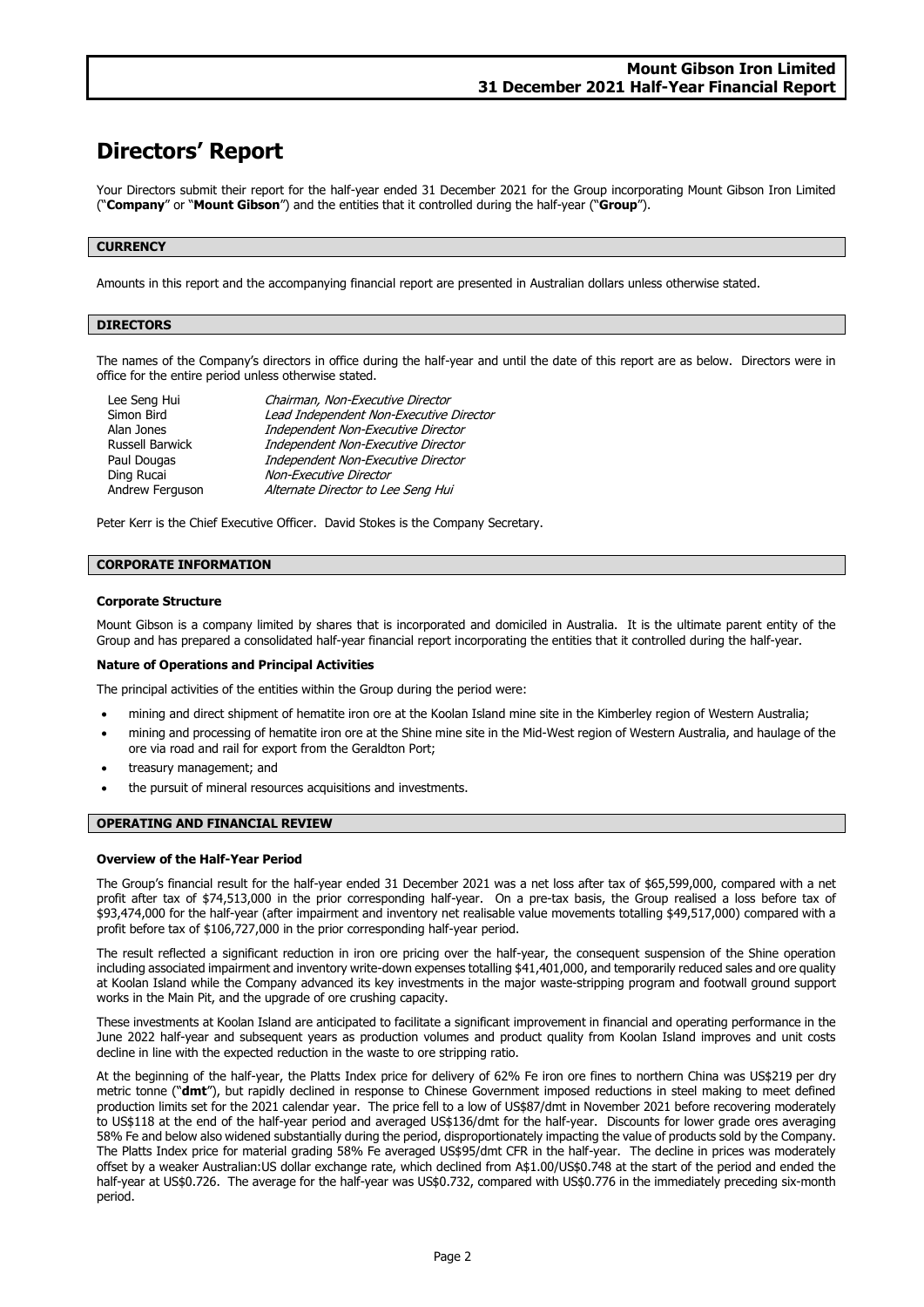# Directors' Report

Your Directors submit their report for the half-year ended 31 December 2021 for the Group incorporating Mount Gibson Iron Limited ("**Company**" or "**Mount Gibson**") and the entities that it controlled during the half-year ("**Group**").

## CURRENCY

Amounts in this report and the accompanying financial report are presented in Australian dollars unless otherwise stated.

## DIRECTORS

The names of the Company's directors in office during the half-year and until the date of this report are as below. Directors were in office for the entire period unless otherwise stated.

| | |
|---|---|
| Lee Seng Hui | *Chairman, Non-Executive Director* |
| Simon Bird | *Lead Independent Non-Executive Director* |
| Alan Jones | *Independent Non-Executive Director* |
| Russell Barwick | *Independent Non-Executive Director* |
| Paul Dougas | *Independent Non-Executive Director* |
| Ding Rucai | *Non-Executive Director* |
| Andrew Ferguson | *Alternate Director to Lee Seng Hui* |

Peter Kerr is the Chief Executive Officer. David Stokes is the Company Secretary.

## CORPORATE INFORMATION

### Corporate Structure

Mount Gibson is a company limited by shares that is incorporated and domiciled in Australia. It is the ultimate parent entity of the Group and has prepared a consolidated half-year financial report incorporating the entities that it controlled during the half-year.

### Nature of Operations and Principal Activities

The principal activities of the entities within the Group during the period were:

- mining and direct shipment of hematite iron ore at the Koolan Island mine site in the Kimberley region of Western Australia;
- mining and processing of hematite iron ore at the Shine mine site in the Mid-West region of Western Australia, and haulage of the ore via road and rail for export from the Geraldton Port;
- treasury management; and
- the pursuit of mineral resources acquisitions and investments.

## OPERATING AND FINANCIAL REVIEW

### Overview of the Half-Year Period

The Group's financial result for the half-year ended 31 December 2021 was a net loss after tax of $65,599,000, compared with a net profit after tax of $74,513,000 in the prior corresponding half-year. On a pre-tax basis, the Group realised a loss before tax of $93,474,000 for the half-year (after impairment and inventory net realisable value movements totalling $49,517,000) compared with a profit before tax of $106,727,000 in the prior corresponding half-year period.

The result reflected a significant reduction in iron ore pricing over the half-year, the consequent suspension of the Shine operation including associated impairment and inventory write-down expenses totalling $41,401,000, and temporarily reduced sales and ore quality at Koolan Island while the Company advanced its key investments in the major waste-stripping program and footwall ground support works in the Main Pit, and the upgrade of ore crushing capacity.

These investments at Koolan Island are anticipated to facilitate a significant improvement in financial and operating performance in the June 2022 half-year and subsequent years as production volumes and product quality from Koolan Island improves and unit costs decline in line with the expected reduction in the waste to ore stripping ratio.

At the beginning of the half-year, the Platts Index price for delivery of 62% Fe iron ore fines to northern China was US$219 per dry metric tonne ("**dmt**"), but rapidly declined in response to Chinese Government imposed reductions in steel making to meet defined production limits set for the 2021 calendar year. The price fell to a low of US$87/dmt in November 2021 before recovering moderately to US$118 at the end of the half-year period and averaged US$136/dmt for the half-year. Discounts for lower grade ores averaging 58% Fe and below also widened substantially during the period, disproportionately impacting the value of products sold by the Company. The Platts Index price for material grading 58% Fe averaged US$95/dmt CFR in the half-year. The decline in prices was moderately offset by a weaker Australian:US dollar exchange rate, which declined from A$1.00/US$0.748 at the start of the period and ended the half-year at US$0.726. The average for the half-year was US$0.732, compared with US$0.776 in the immediately preceding six-month period.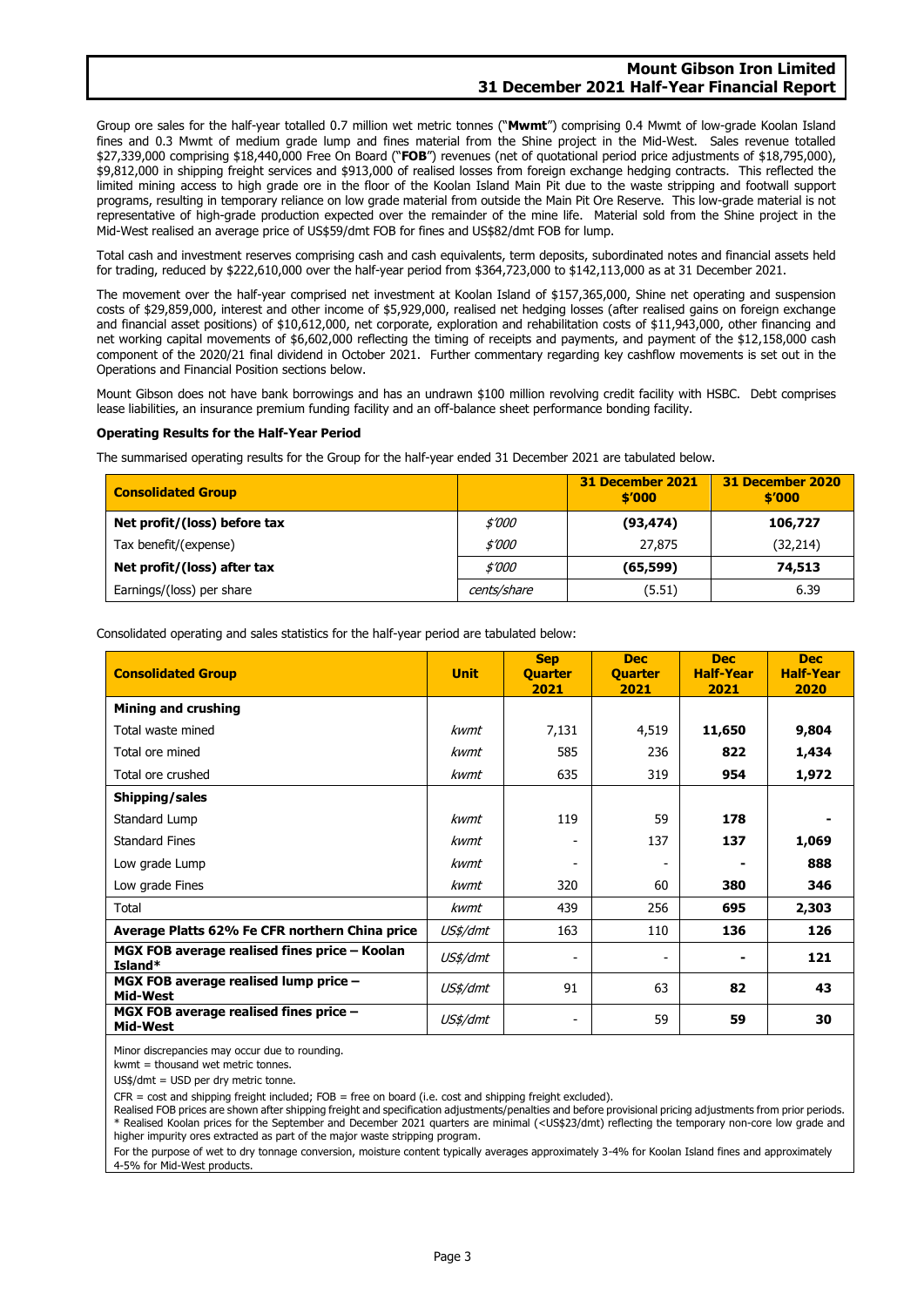Group ore sales for the half-year totalled 0.7 million wet metric tonnes ("**Mwmt**") comprising 0.4 Mwmt of low-grade Koolan Island fines and 0.3 Mwmt of medium grade lump and fines material from the Shine project in the Mid-West. Sales revenue totalled $27,339,000 comprising $18,440,000 Free On Board ("**FOB**") revenues (net of quotational period price adjustments of $18,795,000), $9,812,000 in shipping freight services and $913,000 of realised losses from foreign exchange hedging contracts. This reflected the limited mining access to high grade ore in the floor of the Koolan Island Main Pit due to the waste stripping and footwall support programs, resulting in temporary reliance on low grade material from outside the Main Pit Ore Reserve. This low-grade material is not representative of high-grade production expected over the remainder of the mine life. Material sold from the Shine project in the Mid-West realised an average price of US$59/dmt FOB for fines and US$82/dmt FOB for lump.

Total cash and investment reserves comprising cash and cash equivalents, term deposits, subordinated notes and financial assets held for trading, reduced by $222,610,000 over the half-year period from $364,723,000 to $142,113,000 as at 31 December 2021.

The movement over the half-year comprised net investment at Koolan Island of $157,365,000, Shine net operating and suspension costs of $29,859,000, interest and other income of $5,929,000, realised net hedging losses (after realised gains on foreign exchange and financial asset positions) of $10,612,000, net corporate, exploration and rehabilitation costs of $11,943,000, other financing and net working capital movements of $6,602,000 reflecting the timing of receipts and payments, and payment of the $12,158,000 cash component of the 2020/21 final dividend in October 2021. Further commentary regarding key cashflow movements is set out in the Operations and Financial Position sections below.

Mount Gibson does not have bank borrowings and has an undrawn $100 million revolving credit facility with HSBC. Debt comprises lease liabilities, an insurance premium funding facility and an off-balance sheet performance bonding facility.

### Operating Results for the Half-Year Period

The summarised operating results for the Group for the half-year ended 31 December 2021 are tabulated below.

| Consolidated Group | | 31 December 2021 $'000 | 31 December 2020 $'000 |
|---|---|---|---|
| **Net profit/(loss) before tax** | *$'000* | **(93,474)** | **106,727** |
| Tax benefit/(expense) | *$'000* | 27,875 | (32,214) |
| **Net profit/(loss) after tax** | *$'000* | **(65,599)** | **74,513** |
| Earnings/(loss) per share | *cents/share* | (5.51) | 6.39 |

Consolidated operating and sales statistics for the half-year period are tabulated below:

| Consolidated Group | Unit | Sep Quarter 2021 | Dec Quarter 2021 | Dec Half-Year 2021 | Dec Half-Year 2020 |
|---|---|---|---|---|---|
| **Mining and crushing** | | | | | |
| Total waste mined | *kwmt* | 7,131 | 4,519 | **11,650** | **9,804** |
| Total ore mined | *kwmt* | 585 | 236 | **822** | **1,434** |
| Total ore crushed | *kwmt* | 635 | 319 | **954** | **1,972** |
| **Shipping/sales** | | | | | |
| Standard Lump | *kwmt* | 119 | 59 | **178** | **-** |
| Standard Fines | *kwmt* | - | 137 | **137** | **1,069** |
| Low grade Lump | *kwmt* | - | - | **-** | **888** |
| Low grade Fines | *kwmt* | 320 | 60 | **380** | **346** |
| Total | *kwmt* | 439 | 256 | **695** | **2,303** |
| **Average Platts 62% Fe CFR northern China price** | *US$/dmt* | 163 | 110 | **136** | **126** |
| **MGX FOB average realised fines price – Koolan Island*** | *US$/dmt* | - | - | **-** | **121** |
| **MGX FOB average realised lump price – Mid-West** | *US$/dmt* | 91 | 63 | **82** | **43** |
| **MGX FOB average realised fines price – Mid-West** | *US$/dmt* | - | 59 | **59** | **30** |

Minor discrepancies may occur due to rounding.
kwmt = thousand wet metric tonnes.
US$/dmt = USD per dry metric tonne.
CFR = cost and shipping freight included; FOB = free on board (i.e. cost and shipping freight excluded).
Realised FOB prices are shown after shipping freight and specification adjustments/penalties and before provisional pricing adjustments from prior periods.
* Realised Koolan prices for the September and December 2021 quarters are minimal (<US$23/dmt) reflecting the temporary non-core low grade and higher impurity ores extracted as part of the major waste stripping program.
For the purpose of wet to dry tonnage conversion, moisture content typically averages approximately 3-4% for Koolan Island fines and approximately 4-5% for Mid-West products.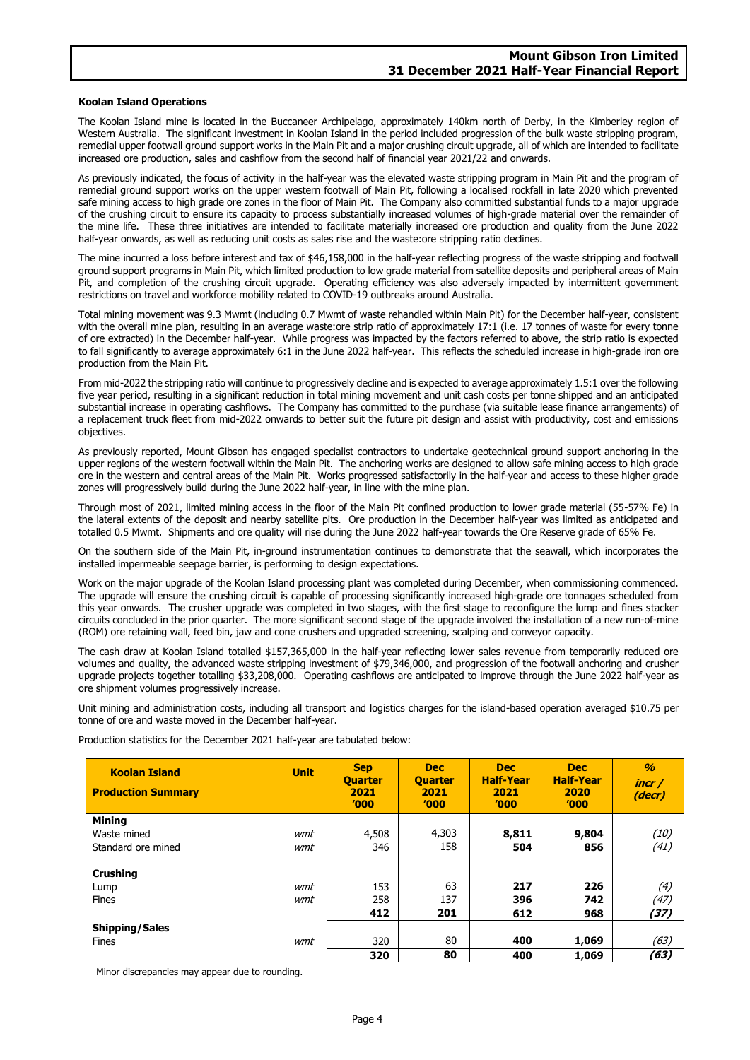### Koolan Island Operations

The Koolan Island mine is located in the Buccaneer Archipelago, approximately 140km north of Derby, in the Kimberley region of Western Australia. The significant investment in Koolan Island in the period included progression of the bulk waste stripping program, remedial upper footwall ground support works in the Main Pit and a major crushing circuit upgrade, all of which are intended to facilitate increased ore production, sales and cashflow from the second half of financial year 2021/22 and onwards.

As previously indicated, the focus of activity in the half-year was the elevated waste stripping program in Main Pit and the program of remedial ground support works on the upper western footwall of Main Pit, following a localised rockfall in late 2020 which prevented safe mining access to high grade ore zones in the floor of Main Pit. The Company also committed substantial funds to a major upgrade of the crushing circuit to ensure its capacity to process substantially increased volumes of high-grade material over the remainder of the mine life. These three initiatives are intended to facilitate materially increased ore production and quality from the June 2022 half-year onwards, as well as reducing unit costs as sales rise and the waste:ore stripping ratio declines.

The mine incurred a loss before interest and tax of $46,158,000 in the half-year reflecting progress of the waste stripping and footwall ground support programs in Main Pit, which limited production to low grade material from satellite deposits and peripheral areas of Main Pit, and completion of the crushing circuit upgrade. Operating efficiency was also adversely impacted by intermittent government restrictions on travel and workforce mobility related to COVID-19 outbreaks around Australia.

Total mining movement was 9.3 Mwmt (including 0.7 Mwmt of waste rehandled within Main Pit) for the December half-year, consistent with the overall mine plan, resulting in an average waste:ore strip ratio of approximately 17:1 (i.e. 17 tonnes of waste for every tonne of ore extracted) in the December half-year. While progress was impacted by the factors referred to above, the strip ratio is expected to fall significantly to average approximately 6:1 in the June 2022 half-year. This reflects the scheduled increase in high-grade iron ore production from the Main Pit.

From mid-2022 the stripping ratio will continue to progressively decline and is expected to average approximately 1.5:1 over the following five year period, resulting in a significant reduction in total mining movement and unit cash costs per tonne shipped and an anticipated substantial increase in operating cashflows. The Company has committed to the purchase (via suitable lease finance arrangements) of a replacement truck fleet from mid-2022 onwards to better suit the future pit design and assist with productivity, cost and emissions objectives.

As previously reported, Mount Gibson has engaged specialist contractors to undertake geotechnical ground support anchoring in the upper regions of the western footwall within the Main Pit. The anchoring works are designed to allow safe mining access to high grade ore in the western and central areas of the Main Pit. Works progressed satisfactorily in the half-year and access to these higher grade zones will progressively build during the June 2022 half-year, in line with the mine plan.

Through most of 2021, limited mining access in the floor of the Main Pit confined production to lower grade material (55-57% Fe) in the lateral extents of the deposit and nearby satellite pits. Ore production in the December half-year was limited as anticipated and totalled 0.5 Mwmt. Shipments and ore quality will rise during the June 2022 half-year towards the Ore Reserve grade of 65% Fe.

On the southern side of the Main Pit, in-ground instrumentation continues to demonstrate that the seawall, which incorporates the installed impermeable seepage barrier, is performing to design expectations.

Work on the major upgrade of the Koolan Island processing plant was completed during December, when commissioning commenced. The upgrade will ensure the crushing circuit is capable of processing significantly increased high-grade ore tonnages scheduled from this year onwards. The crusher upgrade was completed in two stages, with the first stage to reconfigure the lump and fines stacker circuits concluded in the prior quarter. The more significant second stage of the upgrade involved the installation of a new run-of-mine (ROM) ore retaining wall, feed bin, jaw and cone crushers and upgraded screening, scalping and conveyor capacity.

The cash draw at Koolan Island totalled $157,365,000 in the half-year reflecting lower sales revenue from temporarily reduced ore volumes and quality, the advanced waste stripping investment of $79,346,000, and progression of the footwall anchoring and crusher upgrade projects together totalling $33,208,000. Operating cashflows are anticipated to improve through the June 2022 half-year as ore shipment volumes progressively increase.

Unit mining and administration costs, including all transport and logistics charges for the island-based operation averaged $10.75 per tonne of ore and waste moved in the December half-year.

Production statistics for the December 2021 half-year are tabulated below:

| **Koolan Island Production Summary** | **Unit** | **Sep Quarter 2021 '000** | **Dec Quarter 2021 '000** | **Dec Half-Year 2021 '000** | **Dec Half-Year 2020 '000** | ***% incr / (decr)*** |
|---|---|---|---|---|---|---|
| **Mining** | | | | | | |
| Waste mined | *wmt* | 4,508 | 4,303 | **8,811** | **9,804** | *(10)* |
| Standard ore mined | *wmt* | 346 | 158 | **504** | **856** | *(41)* |
| **Crushing** | | | | | | |
| Lump | *wmt* | 153 | 63 | **217** | **226** | *(4)* |
| Fines | *wmt* | 258 | 137 | **396** | **742** | *(47)* |
| | | **412** | **201** | **612** | **968** | ***(37)*** |
| **Shipping/Sales** | | | | | | |
| Fines | *wmt* | 320 | 80 | **400** | **1,069** | *(63)* |
| | | **320** | **80** | **400** | **1,069** | ***(63)*** |

Minor discrepancies may appear due to rounding.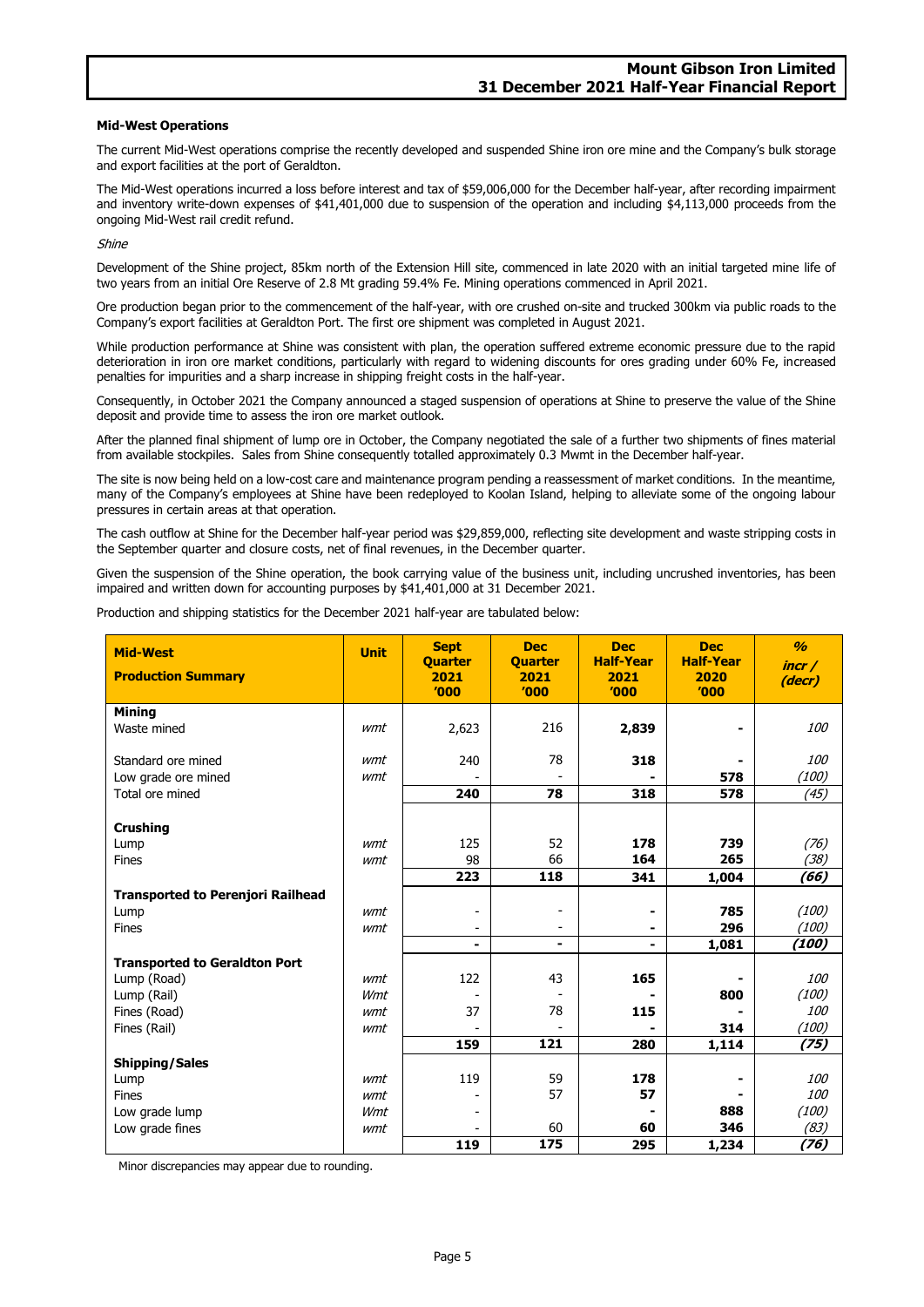**Mid-West Operations**

The current Mid-West operations comprise the recently developed and suspended Shine iron ore mine and the Company's bulk storage and export facilities at the port of Geraldton.

The Mid-West operations incurred a loss before interest and tax of $59,006,000 for the December half-year, after recording impairment and inventory write-down expenses of $41,401,000 due to suspension of the operation and including $4,113,000 proceeds from the ongoing Mid-West rail credit refund.

*Shine*

Development of the Shine project, 85km north of the Extension Hill site, commenced in late 2020 with an initial targeted mine life of two years from an initial Ore Reserve of 2.8 Mt grading 59.4% Fe. Mining operations commenced in April 2021.

Ore production began prior to the commencement of the half-year, with ore crushed on-site and trucked 300km via public roads to the Company's export facilities at Geraldton Port. The first ore shipment was completed in August 2021.

While production performance at Shine was consistent with plan, the operation suffered extreme economic pressure due to the rapid deterioration in iron ore market conditions, particularly with regard to widening discounts for ores grading under 60% Fe, increased penalties for impurities and a sharp increase in shipping freight costs in the half-year.

Consequently, in October 2021 the Company announced a staged suspension of operations at Shine to preserve the value of the Shine deposit and provide time to assess the iron ore market outlook.

After the planned final shipment of lump ore in October, the Company negotiated the sale of a further two shipments of fines material from available stockpiles. Sales from Shine consequently totalled approximately 0.3 Mwmt in the December half-year.

The site is now being held on a low-cost care and maintenance program pending a reassessment of market conditions. In the meantime, many of the Company's employees at Shine have been redeployed to Koolan Island, helping to alleviate some of the ongoing labour pressures in certain areas at that operation.

The cash outflow at Shine for the December half-year period was $29,859,000, reflecting site development and waste stripping costs in the September quarter and closure costs, net of final revenues, in the December quarter.

Given the suspension of the Shine operation, the book carrying value of the business unit, including uncrushed inventories, has been impaired and written down for accounting purposes by $41,401,000 at 31 December 2021.

Production and shipping statistics for the December 2021 half-year are tabulated below:

| **Mid-West Production Summary** | **Unit** | **Sept Quarter 2021 '000** | **Dec Quarter 2021 '000** | **Dec Half-Year 2021 '000** | **Dec Half-Year 2020 '000** | ***% incr / (decr)*** |
|---|---|---|---|---|---|---|
| **Mining** | | | | | | |
| Waste mined | *wmt* | 2,623 | 216 | **2,839** | **-** | *100* |
| Standard ore mined | *wmt* | 240 | 78 | **318** | **-** | *100* |
| Low grade ore mined | *wmt* | - | - | **-** | **578** | *(100)* |
| Total ore mined | | **240** | **78** | **318** | **578** | *(45)* |
| **Crushing** | | | | | | |
| Lump | *wmt* | 125 | 52 | **178** | **739** | *(76)* |
| Fines | *wmt* | 98 | 66 | **164** | **265** | *(38)* |
| | | **223** | **118** | **341** | **1,004** | ***(66)*** |
| **Transported to Perenjori Railhead** | | | | | | |
| Lump | *wmt* | - | - | **-** | **785** | *(100)* |
| Fines | *wmt* | - | - | **-** | **296** | *(100)* |
| | | **-** | **-** | **-** | **1,081** | ***(100)*** |
| **Transported to Geraldton Port** | | | | | | |
| Lump (Road) | *wmt* | 122 | 43 | **165** | **-** | *100* |
| Lump (Rail) | *Wmt* | - | - | **-** | **800** | *(100)* |
| Fines (Road) | *wmt* | 37 | 78 | **115** | **-** | *100* |
| Fines (Rail) | *wmt* | - | - | **-** | **314** | *(100)* |
| | | **159** | **121** | **280** | **1,114** | ***(75)*** |
| **Shipping/Sales** | | | | | | |
| Lump | *wmt* | 119 | 59 | **178** | **-** | *100* |
| Fines | *wmt* | - | 57 | **57** | **-** | *100* |
| Low grade lump | *Wmt* | - | | **-** | **888** | *(100)* |
| Low grade fines | *wmt* | - | 60 | **60** | **346** | *(83)* |
| | | **119** | **175** | **295** | **1,234** | ***(76)*** |

Minor discrepancies may appear due to rounding.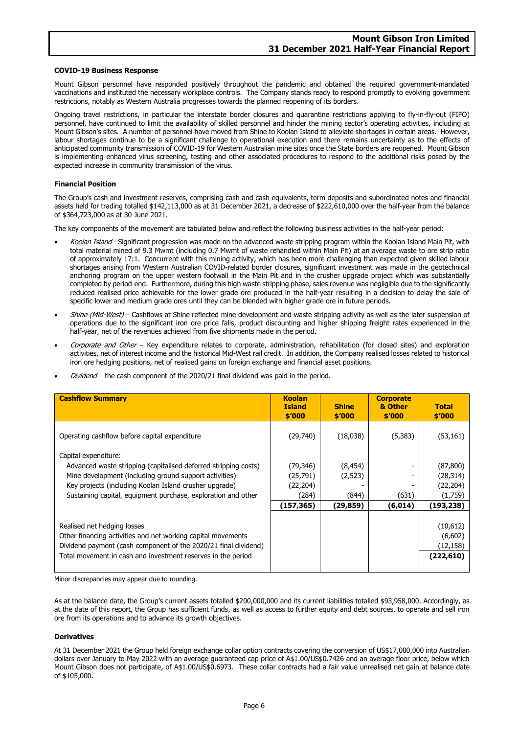**COVID-19 Business Response**

Mount Gibson personnel have responded positively throughout the pandemic and obtained the required government-mandated vaccinations and instituted the necessary workplace controls. The Company stands ready to respond promptly to evolving government restrictions, notably as Western Australia progresses towards the planned reopening of its borders.

Ongoing travel restrictions, in particular the interstate border closures and quarantine restrictions applying to fly-in-fly-out (FIFO) personnel, have continued to limit the availability of skilled personnel and hinder the mining sector's operating activities, including at Mount Gibson's sites. A number of personnel have moved from Shine to Koolan Island to alleviate shortages in certain areas. However, labour shortages continue to be a significant challenge to operational execution and there remains uncertainty as to the effects of anticipated community transmission of COVID-19 for Western Australian mine sites once the State borders are reopened. Mount Gibson is implementing enhanced virus screening, testing and other associated procedures to respond to the additional risks posed by the expected increase in community transmission of the virus.

**Financial Position**

The Group's cash and investment reserves, comprising cash and cash equivalents, term deposits and subordinated notes and financial assets held for trading totalled $142,113,000 as at 31 December 2021, a decrease of $222,610,000 over the half-year from the balance of $364,723,000 as at 30 June 2021.

The key components of the movement are tabulated below and reflect the following business activities in the half-year period:

- *Koolan Island* - Significant progression was made on the advanced waste stripping program within the Koolan Island Main Pit, with total material mined of 9.3 Mwmt (including 0.7 Mwmt of waste rehandled within Main Pit) at an average waste to ore strip ratio of approximately 17:1. Concurrent with this mining activity, which has been more challenging than expected given skilled labour shortages arising from Western Australian COVID-related border closures, significant investment was made in the geotechnical anchoring program on the upper western footwall in the Main Pit and in the crusher upgrade project which was substantially completed by period-end. Furthermore, during this high waste stripping phase, sales revenue was negligible due to the significantly reduced realised price achievable for the lower grade ore produced in the half-year resulting in a decision to delay the sale of specific lower and medium grade ores until they can be blended with higher grade ore in future periods.
- *Shine (Mid-West)* – Cashflows at Shine reflected mine development and waste stripping activity as well as the later suspension of operations due to the significant iron ore price falls, product discounting and higher shipping freight rates experienced in the half-year, net of the revenues achieved from five shipments made in the period.
- *Corporate and Other* – Key expenditure relates to corporate, administration, rehabilitation (for closed sites) and exploration activities, net of interest income and the historical Mid-West rail credit. In addition, the Company realised losses related to historical iron ore hedging positions, net of realised gains on foreign exchange and financial asset positions.
- *Dividend* – the cash component of the 2020/21 final dividend was paid in the period.

| Cashflow Summary | Koolan Island $'000 | Shine $'000 | Corporate & Other $'000 | Total $'000 |
|---|---|---|---|---|
| Operating cashflow before capital expenditure | (29,740) | (18,038) | (5,383) | (53,161) |
| Capital expenditure: | | | | |
| Advanced waste stripping (capitalised deferred stripping costs) | (79,346) | (8,454) | - | (87,800) |
| Mine development (including ground support activities) | (25,791) | (2,523) | - | (28,314) |
| Key projects (including Koolan Island crusher upgrade) | (22,204) | - | - | (22,204) |
| Sustaining capital, equipment purchase, exploration and other | (284) | (844) | (631) | (1,759) |
| | **(157,365)** | **(29,859)** | **(6,014)** | **(193,238)** |
| Realised net hedging losses | | | | (10,612) |
| Other financing activities and net working capital movements | | | | (6,602) |
| Dividend payment (cash component of the 2020/21 final dividend) | | | | (12,158) |
| Total movement in cash and investment reserves in the period | | | | **(222,610)** |

Minor discrepancies may appear due to rounding.

As at the balance date, the Group's current assets totalled $200,000,000 and its current liabilities totalled $93,958,000. Accordingly, as at the date of this report, the Group has sufficient funds, as well as access to further equity and debt sources, to operate and sell iron ore from its operations and to advance its growth objectives.

**Derivatives**

At 31 December 2021 the Group held foreign exchange collar option contracts covering the conversion of US$17,000,000 into Australian dollars over January to May 2022 with an average guaranteed cap price of A$1.00/US$0.7426 and an average floor price, below which Mount Gibson does not participate, of A$1.00/US$0.6973. These collar contracts had a fair value unrealised net gain at balance date of $105,000.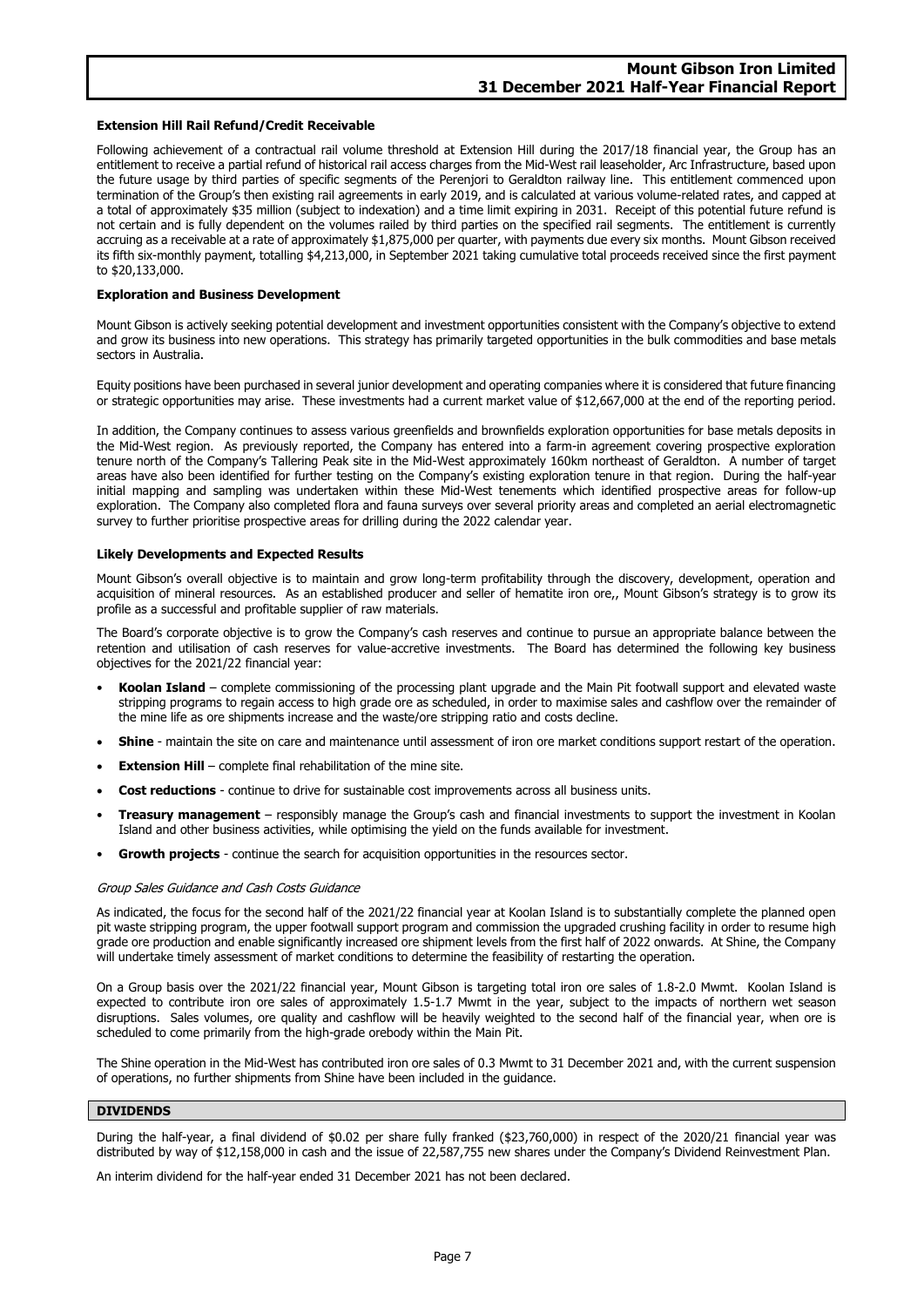#### Extension Hill Rail Refund/Credit Receivable

Following achievement of a contractual rail volume threshold at Extension Hill during the 2017/18 financial year, the Group has an entitlement to receive a partial refund of historical rail access charges from the Mid-West rail leaseholder, Arc Infrastructure, based upon the future usage by third parties of specific segments of the Perenjori to Geraldton railway line. This entitlement commenced upon termination of the Group's then existing rail agreements in early 2019, and is calculated at various volume-related rates, and capped at a total of approximately $35 million (subject to indexation) and a time limit expiring in 2031. Receipt of this potential future refund is not certain and is fully dependent on the volumes railed by third parties on the specified rail segments. The entitlement is currently accruing as a receivable at a rate of approximately $1,875,000 per quarter, with payments due every six months. Mount Gibson received its fifth six-monthly payment, totalling $4,213,000, in September 2021 taking cumulative total proceeds received since the first payment to $20,133,000.

#### Exploration and Business Development

Mount Gibson is actively seeking potential development and investment opportunities consistent with the Company's objective to extend and grow its business into new operations. This strategy has primarily targeted opportunities in the bulk commodities and base metals sectors in Australia.

Equity positions have been purchased in several junior development and operating companies where it is considered that future financing or strategic opportunities may arise. These investments had a current market value of $12,667,000 at the end of the reporting period.

In addition, the Company continues to assess various greenfields and brownfields exploration opportunities for base metals deposits in the Mid-West region. As previously reported, the Company has entered into a farm-in agreement covering prospective exploration tenure north of the Company's Tallering Peak site in the Mid-West approximately 160km northeast of Geraldton. A number of target areas have also been identified for further testing on the Company's existing exploration tenure in that region. During the half-year initial mapping and sampling was undertaken within these Mid-West tenements which identified prospective areas for follow-up exploration. The Company also completed flora and fauna surveys over several priority areas and completed an aerial electromagnetic survey to further prioritise prospective areas for drilling during the 2022 calendar year.

#### Likely Developments and Expected Results

Mount Gibson's overall objective is to maintain and grow long-term profitability through the discovery, development, operation and acquisition of mineral resources. As an established producer and seller of hematite iron ore,, Mount Gibson's strategy is to grow its profile as a successful and profitable supplier of raw materials.

The Board's corporate objective is to grow the Company's cash reserves and continue to pursue an appropriate balance between the retention and utilisation of cash reserves for value-accretive investments. The Board has determined the following key business objectives for the 2021/22 financial year:

- **Koolan Island** – complete commissioning of the processing plant upgrade and the Main Pit footwall support and elevated waste stripping programs to regain access to high grade ore as scheduled, in order to maximise sales and cashflow over the remainder of the mine life as ore shipments increase and the waste/ore stripping ratio and costs decline.
- **Shine** - maintain the site on care and maintenance until assessment of iron ore market conditions support restart of the operation.
- **Extension Hill** – complete final rehabilitation of the mine site.
- **Cost reductions** - continue to drive for sustainable cost improvements across all business units.
- **Treasury management** – responsibly manage the Group's cash and financial investments to support the investment in Koolan Island and other business activities, while optimising the yield on the funds available for investment.
- **Growth projects** - continue the search for acquisition opportunities in the resources sector.

*Group Sales Guidance and Cash Costs Guidance*

As indicated, the focus for the second half of the 2021/22 financial year at Koolan Island is to substantially complete the planned open pit waste stripping program, the upper footwall support program and commission the upgraded crushing facility in order to resume high grade ore production and enable significantly increased ore shipment levels from the first half of 2022 onwards. At Shine, the Company will undertake timely assessment of market conditions to determine the feasibility of restarting the operation.

On a Group basis over the 2021/22 financial year, Mount Gibson is targeting total iron ore sales of 1.8-2.0 Mwmt. Koolan Island is expected to contribute iron ore sales of approximately 1.5-1.7 Mwmt in the year, subject to the impacts of northern wet season disruptions. Sales volumes, ore quality and cashflow will be heavily weighted to the second half of the financial year, when ore is scheduled to come primarily from the high-grade orebody within the Main Pit.

The Shine operation in the Mid-West has contributed iron ore sales of 0.3 Mwmt to 31 December 2021 and, with the current suspension of operations, no further shipments from Shine have been included in the guidance.

## DIVIDENDS

During the half-year, a final dividend of $0.02 per share fully franked ($23,760,000) in respect of the 2020/21 financial year was distributed by way of $12,158,000 in cash and the issue of 22,587,755 new shares under the Company's Dividend Reinvestment Plan.

An interim dividend for the half-year ended 31 December 2021 has not been declared.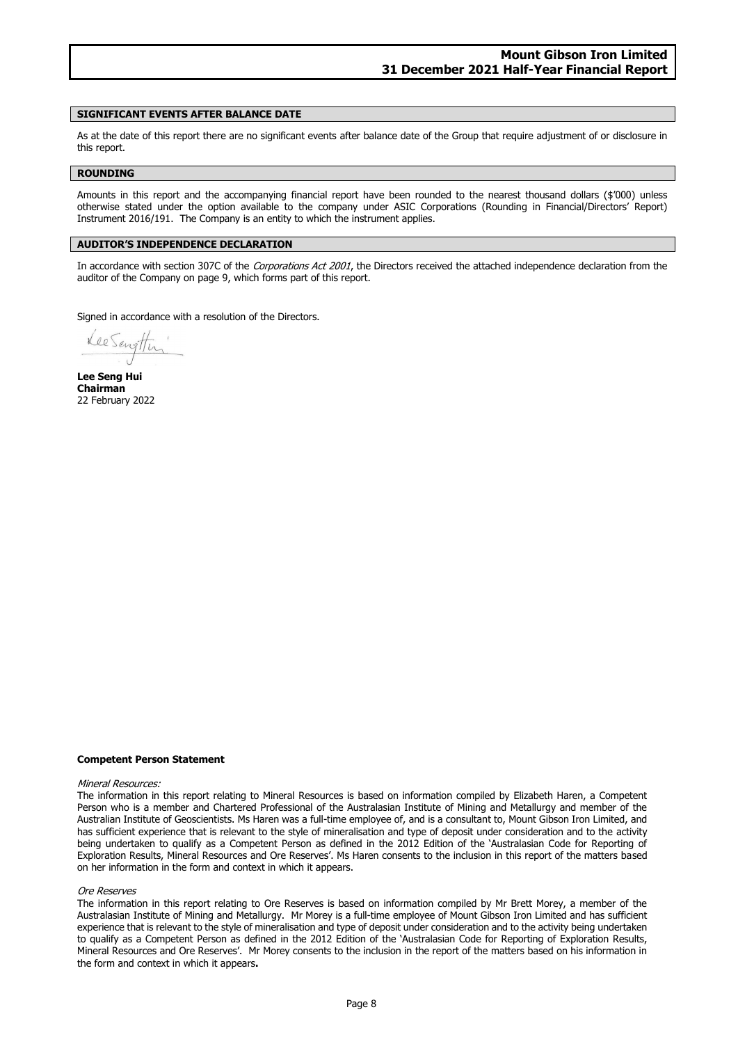## SIGNIFICANT EVENTS AFTER BALANCE DATE

As at the date of this report there are no significant events after balance date of the Group that require adjustment of or disclosure in this report.

## ROUNDING

Amounts in this report and the accompanying financial report have been rounded to the nearest thousand dollars ($'000) unless otherwise stated under the option available to the company under ASIC Corporations (Rounding in Financial/Directors' Report) Instrument 2016/191. The Company is an entity to which the instrument applies.

## AUDITOR'S INDEPENDENCE DECLARATION

In accordance with section 307C of the *Corporations Act 2001*, the Directors received the attached independence declaration from the auditor of the Company on page 9, which forms part of this report.

Signed in accordance with a resolution of the Directors.

**Lee Seng Hui**
**Chairman**
22 February 2022

**Competent Person Statement**

*Mineral Resources:*

The information in this report relating to Mineral Resources is based on information compiled by Elizabeth Haren, a Competent Person who is a member and Chartered Professional of the Australasian Institute of Mining and Metallurgy and member of the Australian Institute of Geoscientists. Ms Haren was a full-time employee of, and is a consultant to, Mount Gibson Iron Limited, and has sufficient experience that is relevant to the style of mineralisation and type of deposit under consideration and to the activity being undertaken to qualify as a Competent Person as defined in the 2012 Edition of the 'Australasian Code for Reporting of Exploration Results, Mineral Resources and Ore Reserves'. Ms Haren consents to the inclusion in this report of the matters based on her information in the form and context in which it appears.

*Ore Reserves*

The information in this report relating to Ore Reserves is based on information compiled by Mr Brett Morey, a member of the Australasian Institute of Mining and Metallurgy. Mr Morey is a full-time employee of Mount Gibson Iron Limited and has sufficient experience that is relevant to the style of mineralisation and type of deposit under consideration and to the activity being undertaken to qualify as a Competent Person as defined in the 2012 Edition of the 'Australasian Code for Reporting of Exploration Results, Mineral Resources and Ore Reserves'. Mr Morey consents to the inclusion in the report of the matters based on his information in the form and context in which it appears.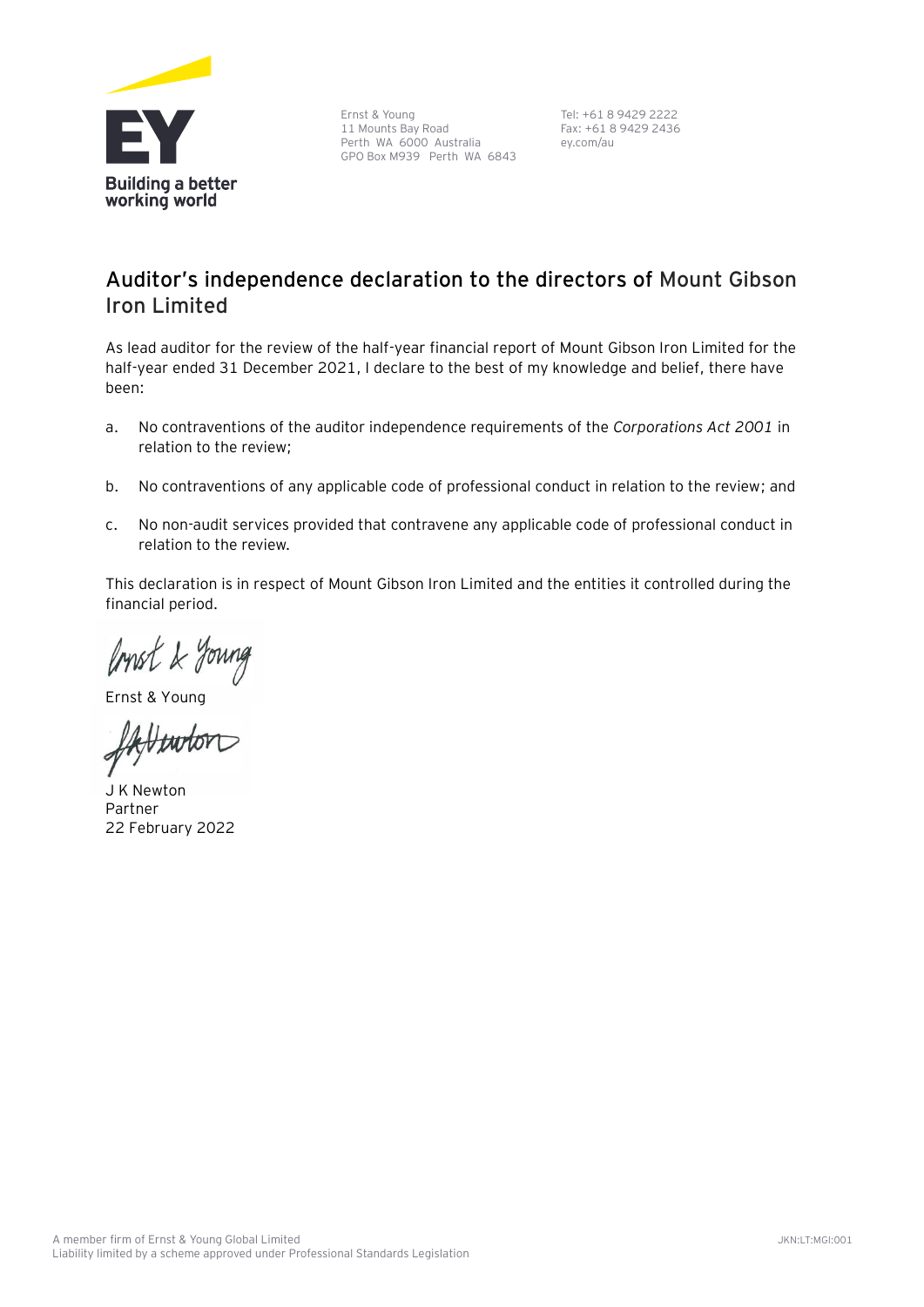Ernst & Young
11 Mounts Bay Road
Perth WA 6000 Australia
GPO Box M939 Perth WA 6843

Tel: +61 8 9429 2222
Fax: +61 8 9429 2436
ey.com/au

## Auditor's independence declaration to the directors of Mount Gibson Iron Limited

As lead auditor for the review of the half-year financial report of Mount Gibson Iron Limited for the half-year ended 31 December 2021, I declare to the best of my knowledge and belief, there have been:

a. No contraventions of the auditor independence requirements of the *Corporations Act 2001* in relation to the review;

b. No contraventions of any applicable code of professional conduct in relation to the review; and

c. No non-audit services provided that contravene any applicable code of professional conduct in relation to the review.

This declaration is in respect of Mount Gibson Iron Limited and the entities it controlled during the financial period.

Ernst & Young

J K Newton
Partner
22 February 2022

A member firm of Ernst & Young Global Limited
Liability limited by a scheme approved under Professional Standards Legislation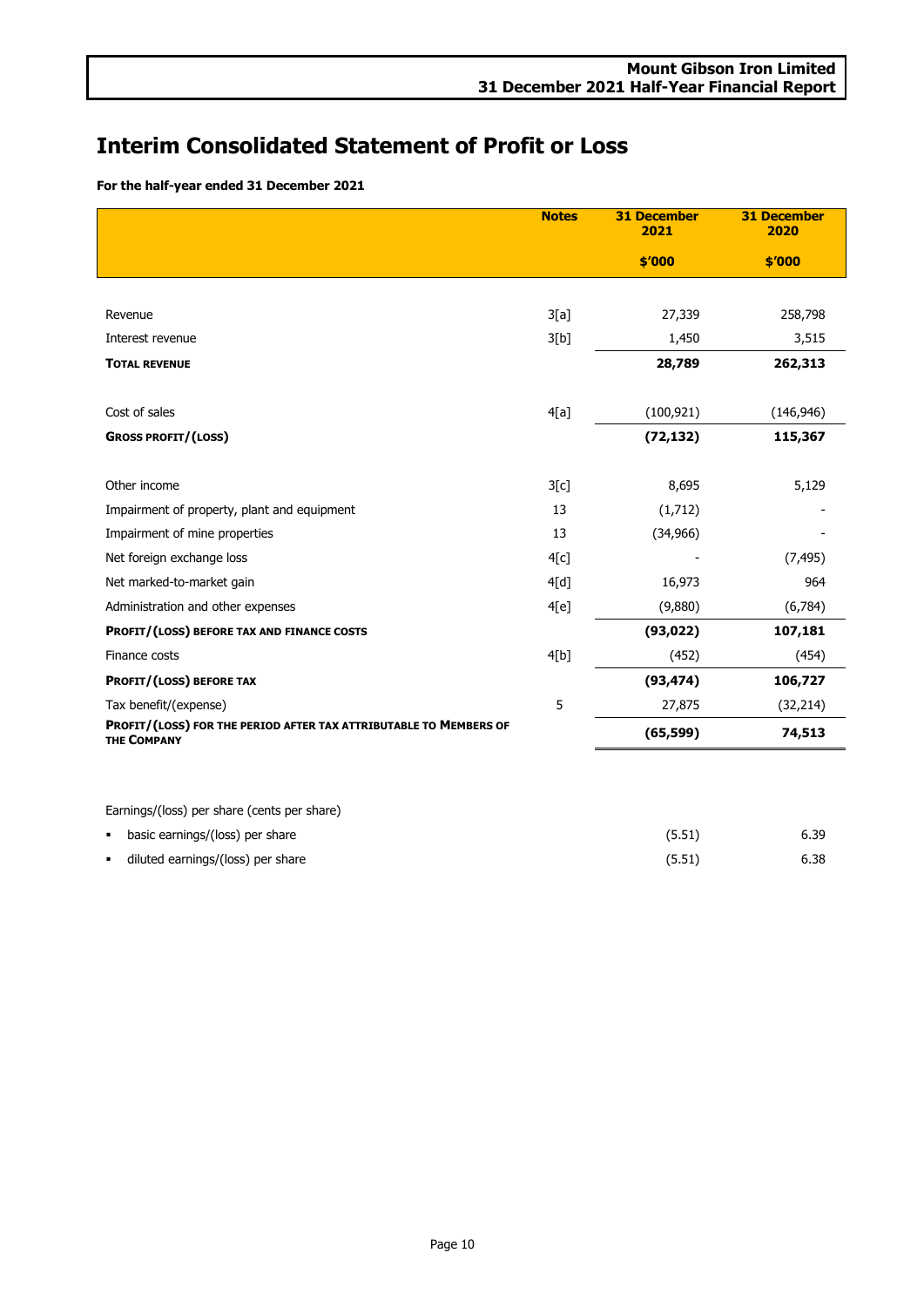# Interim Consolidated Statement of Profit or Loss

**For the half-year ended 31 December 2021**

| | Notes | 31 December 2021 | 31 December 2020 |
|---|---|---|---|
| | | $'000 | $'000 |
| Revenue | 3[a] | 27,339 | 258,798 |
| Interest revenue | 3[b] | 1,450 | 3,515 |
| **TOTAL REVENUE** | | **28,789** | **262,313** |
| Cost of sales | 4[a] | (100,921) | (146,946) |
| **GROSS PROFIT/(LOSS)** | | **(72,132)** | **115,367** |
| Other income | 3[c] | 8,695 | 5,129 |
| Impairment of property, plant and equipment | 13 | (1,712) | - |
| Impairment of mine properties | 13 | (34,966) | - |
| Net foreign exchange loss | 4[c] | - | (7,495) |
| Net marked-to-market gain | 4[d] | 16,973 | 964 |
| Administration and other expenses | 4[e] | (9,880) | (6,784) |
| **PROFIT/(LOSS) BEFORE TAX AND FINANCE COSTS** | | **(93,022)** | **107,181** |
| Finance costs | 4[b] | (452) | (454) |
| **PROFIT/(LOSS) BEFORE TAX** | | **(93,474)** | **106,727** |
| Tax benefit/(expense) | 5 | 27,875 | (32,214) |
| **PROFIT/(LOSS) FOR THE PERIOD AFTER TAX ATTRIBUTABLE TO MEMBERS OF THE COMPANY** | | **(65,599)** | **74,513** |
| | | | |
| Earnings/(loss) per share (cents per share) | | | |
| ▪ basic earnings/(loss) per share | | (5.51) | 6.39 |
| ▪ diluted earnings/(loss) per share | | (5.51) | 6.38 |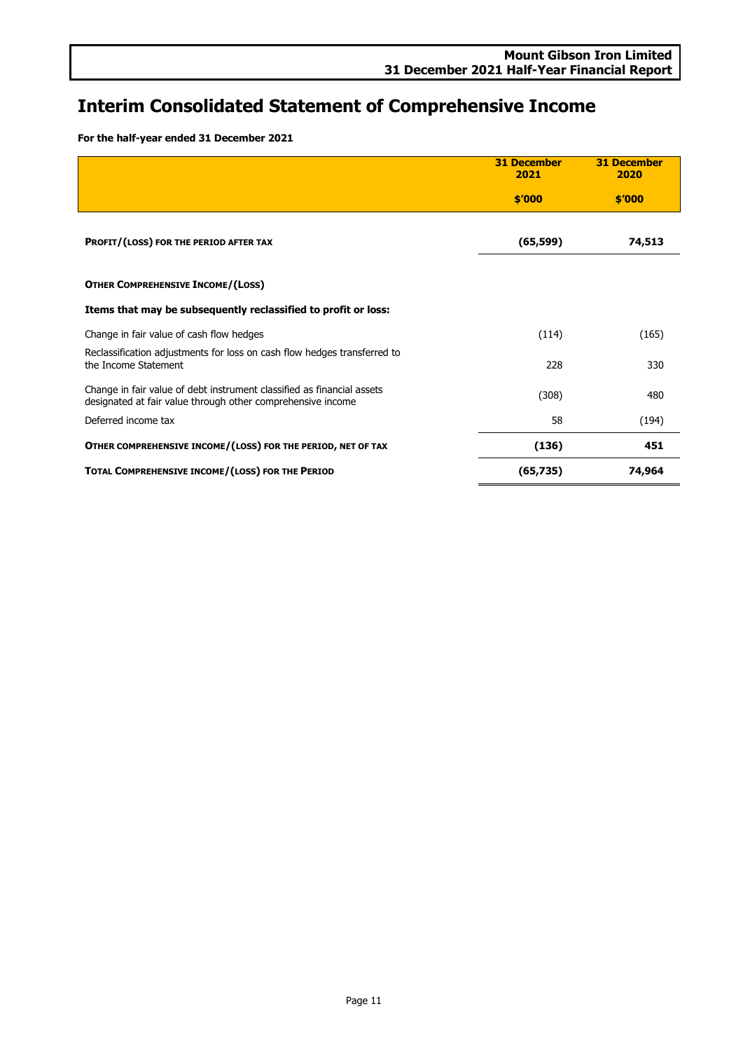# Interim Consolidated Statement of Comprehensive Income

**For the half-year ended 31 December 2021**

| | 31 December 2021 | 31 December 2020 |
|---|---|---|
| | $'000 | $'000 |
| **PROFIT/(LOSS) FOR THE PERIOD AFTER TAX** | **(65,599)** | **74,513** |
| **OTHER COMPREHENSIVE INCOME/(LOSS)** | | |
| **Items that may be subsequently reclassified to profit or loss:** | | |
| Change in fair value of cash flow hedges | (114) | (165) |
| Reclassification adjustments for loss on cash flow hedges transferred to the Income Statement | 228 | 330 |
| Change in fair value of debt instrument classified as financial assets designated at fair value through other comprehensive income | (308) | 480 |
| Deferred income tax | 58 | (194) |
| **OTHER COMPREHENSIVE INCOME/(LOSS) FOR THE PERIOD, NET OF TAX** | **(136)** | **451** |
| **TOTAL COMPREHENSIVE INCOME/(LOSS) FOR THE PERIOD** | **(65,735)** | **74,964** |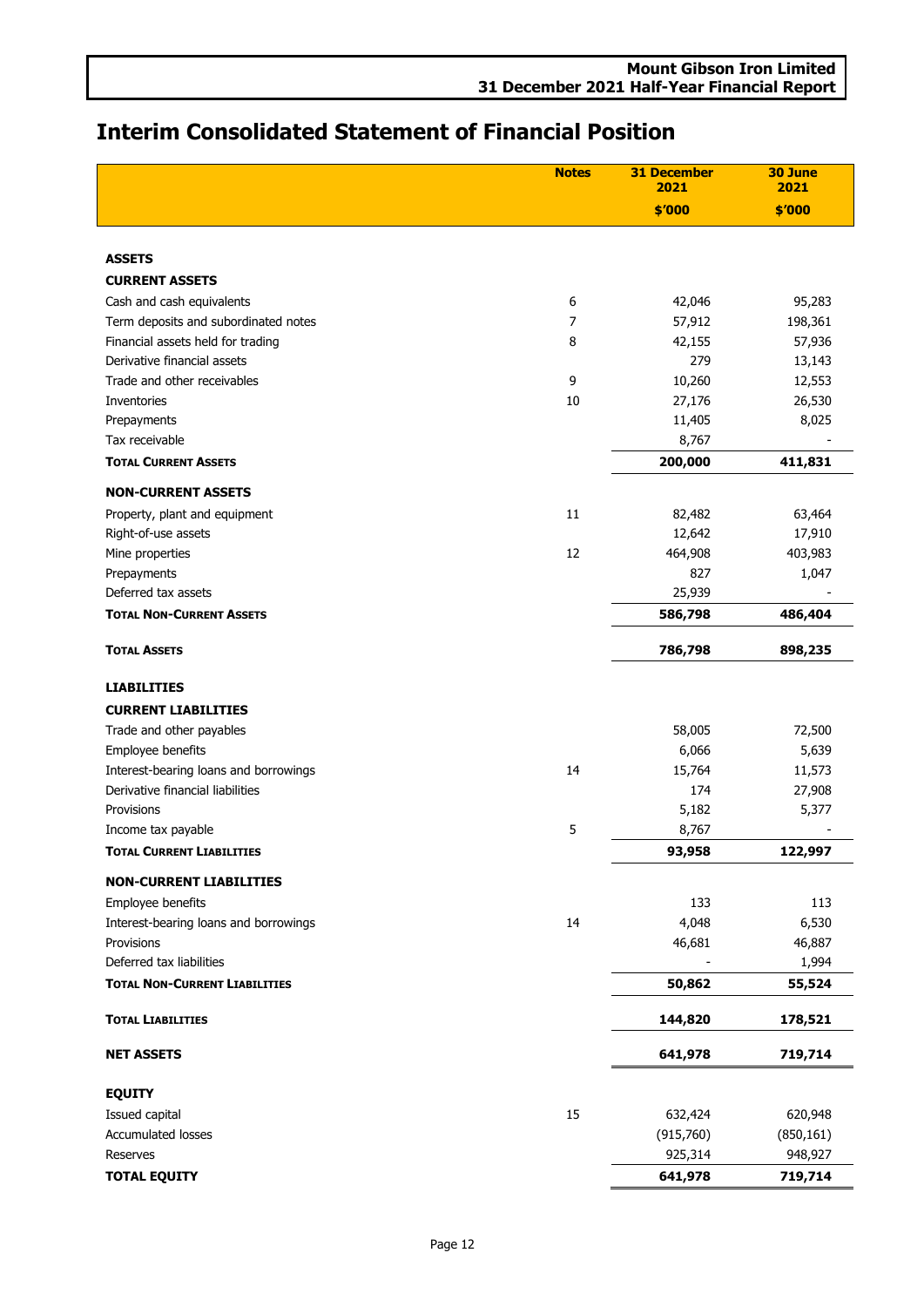# Interim Consolidated Statement of Financial Position

| | Notes | 31 December 2021 | 30 June 2021 |
|---|---|---|---|
| | | $'000 | $'000 |
| **ASSETS** | | | |
| **CURRENT ASSETS** | | | |
| Cash and cash equivalents | 6 | 42,046 | 95,283 |
| Term deposits and subordinated notes | 7 | 57,912 | 198,361 |
| Financial assets held for trading | 8 | 42,155 | 57,936 |
| Derivative financial assets | | 279 | 13,143 |
| Trade and other receivables | 9 | 10,260 | 12,553 |
| Inventories | 10 | 27,176 | 26,530 |
| Prepayments | | 11,405 | 8,025 |
| Tax receivable | | 8,767 | - |
| **TOTAL CURRENT ASSETS** | | **200,000** | **411,831** |
| **NON-CURRENT ASSETS** | | | |
| Property, plant and equipment | 11 | 82,482 | 63,464 |
| Right-of-use assets | | 12,642 | 17,910 |
| Mine properties | 12 | 464,908 | 403,983 |
| Prepayments | | 827 | 1,047 |
| Deferred tax assets | | 25,939 | - |
| **TOTAL NON-CURRENT ASSETS** | | **586,798** | **486,404** |
| **TOTAL ASSETS** | | **786,798** | **898,235** |
| **LIABILITIES** | | | |
| **CURRENT LIABILITIES** | | | |
| Trade and other payables | | 58,005 | 72,500 |
| Employee benefits | | 6,066 | 5,639 |
| Interest-bearing loans and borrowings | 14 | 15,764 | 11,573 |
| Derivative financial liabilities | | 174 | 27,908 |
| Provisions | | 5,182 | 5,377 |
| Income tax payable | 5 | 8,767 | - |
| **TOTAL CURRENT LIABILITIES** | | **93,958** | **122,997** |
| **NON-CURRENT LIABILITIES** | | | |
| Employee benefits | | 133 | 113 |
| Interest-bearing loans and borrowings | 14 | 4,048 | 6,530 |
| Provisions | | 46,681 | 46,887 |
| Deferred tax liabilities | | - | 1,994 |
| **TOTAL NON-CURRENT LIABILITIES** | | **50,862** | **55,524** |
| **TOTAL LIABILITIES** | | **144,820** | **178,521** |
| **NET ASSETS** | | **641,978** | **719,714** |
| **EQUITY** | | | |
| Issued capital | 15 | 632,424 | 620,948 |
| Accumulated losses | | (915,760) | (850,161) |
| Reserves | | 925,314 | 948,927 |
| **TOTAL EQUITY** | | **641,978** | **719,714** |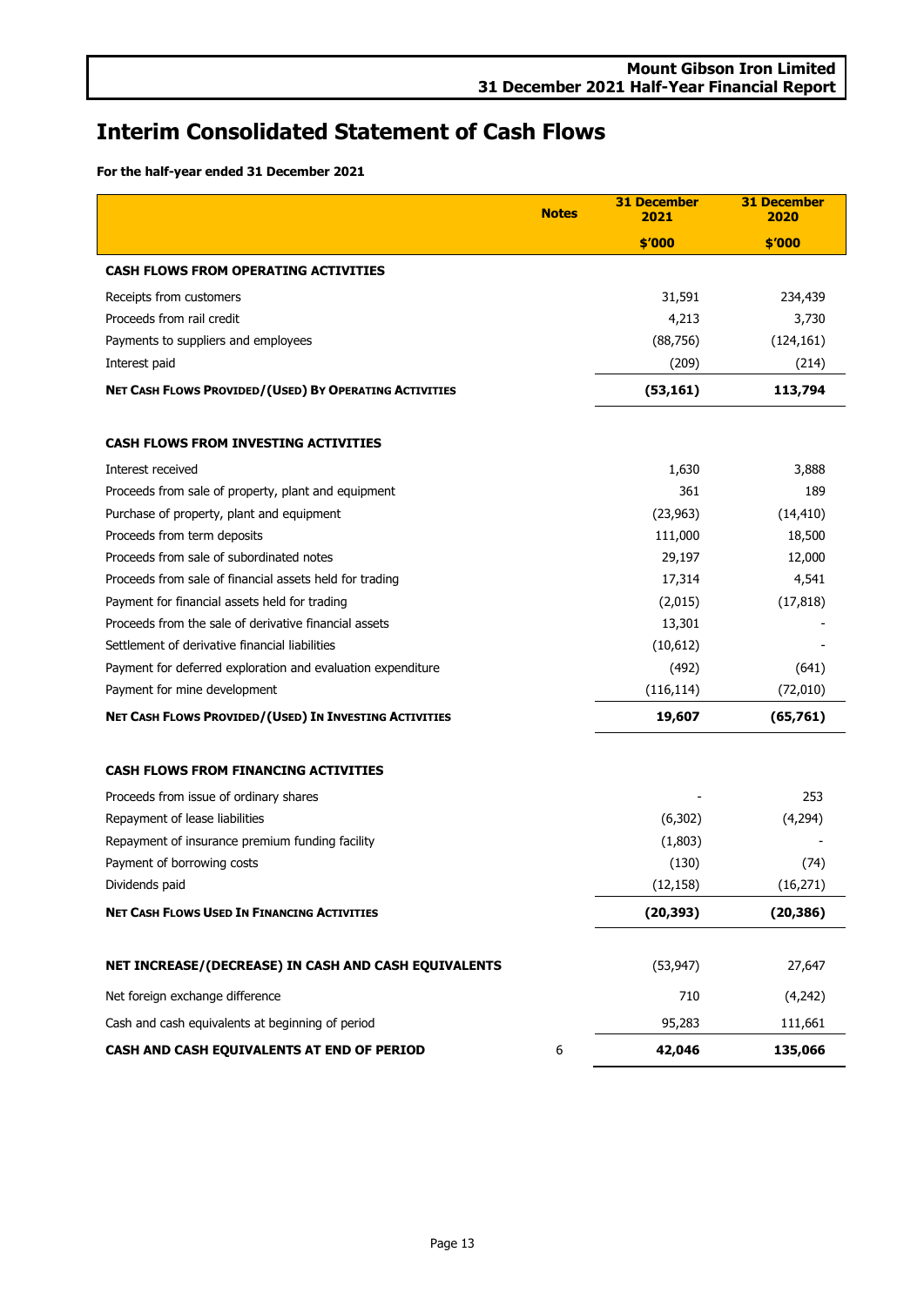# Interim Consolidated Statement of Cash Flows

**For the half-year ended 31 December 2021**

| | Notes | 31 December 2021 | 31 December 2020 |
|---|---|---|---|
| | | $'000 | $'000 |
| **CASH FLOWS FROM OPERATING ACTIVITIES** | | | |
| Receipts from customers | | 31,591 | 234,439 |
| Proceeds from rail credit | | 4,213 | 3,730 |
| Payments to suppliers and employees | | (88,756) | (124,161) |
| Interest paid | | (209) | (214) |
| **NET CASH FLOWS PROVIDED/(USED) BY OPERATING ACTIVITIES** | | **(53,161)** | **113,794** |
| | | | |
| **CASH FLOWS FROM INVESTING ACTIVITIES** | | | |
| Interest received | | 1,630 | 3,888 |
| Proceeds from sale of property, plant and equipment | | 361 | 189 |
| Purchase of property, plant and equipment | | (23,963) | (14,410) |
| Proceeds from term deposits | | 111,000 | 18,500 |
| Proceeds from sale of subordinated notes | | 29,197 | 12,000 |
| Proceeds from sale of financial assets held for trading | | 17,314 | 4,541 |
| Payment for financial assets held for trading | | (2,015) | (17,818) |
| Proceeds from the sale of derivative financial assets | | 13,301 | - |
| Settlement of derivative financial liabilities | | (10,612) | - |
| Payment for deferred exploration and evaluation expenditure | | (492) | (641) |
| Payment for mine development | | (116,114) | (72,010) |
| **NET CASH FLOWS PROVIDED/(USED) IN INVESTING ACTIVITIES** | | **19,607** | **(65,761)** |
| | | | |
| **CASH FLOWS FROM FINANCING ACTIVITIES** | | | |
| Proceeds from issue of ordinary shares | | - | 253 |
| Repayment of lease liabilities | | (6,302) | (4,294) |
| Repayment of insurance premium funding facility | | (1,803) | - |
| Payment of borrowing costs | | (130) | (74) |
| Dividends paid | | (12,158) | (16,271) |
| **NET CASH FLOWS USED IN FINANCING ACTIVITIES** | | **(20,393)** | **(20,386)** |
| | | | |
| **NET INCREASE/(DECREASE) IN CASH AND CASH EQUIVALENTS** | | (53,947) | 27,647 |
| Net foreign exchange difference | | 710 | (4,242) |
| Cash and cash equivalents at beginning of period | | 95,283 | 111,661 |
| **CASH AND CASH EQUIVALENTS AT END OF PERIOD** | 6 | **42,046** | **135,066** |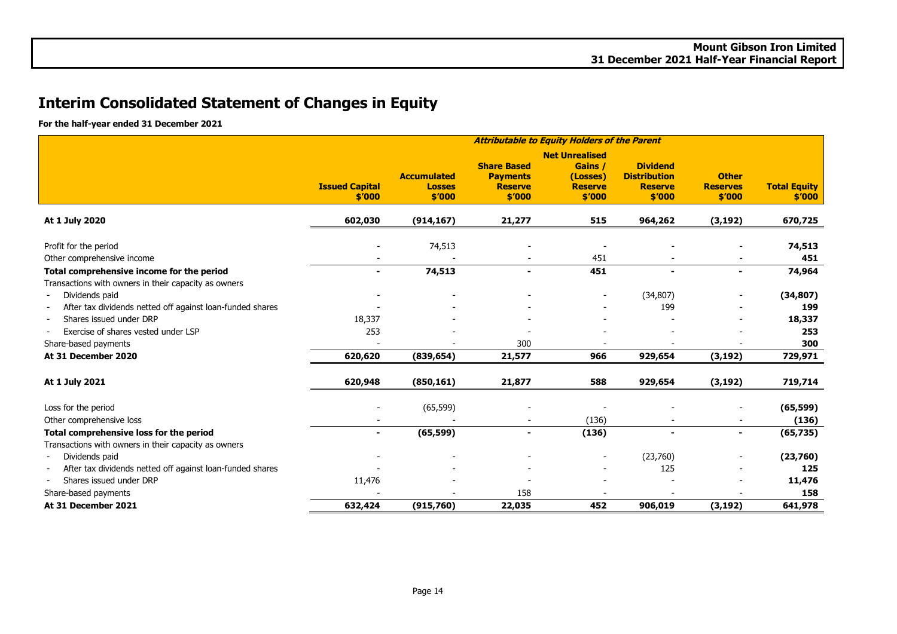# Interim Consolidated Statement of Changes in Equity

**For the half-year ended 31 December 2021**

| | *Attributable to Equity Holders of the Parent* | | | | | | |
|---|---|---|---|---|---|---|---|
| | **Issued Capital $'000** | **Accumulated Losses $'000** | **Share Based Payments Reserve $'000** | **Net Unrealised Gains / (Losses) Reserve $'000** | **Dividend Distribution Reserve $'000** | **Other Reserves $'000** | **Total Equity $'000** |
| **At 1 July 2020** | **602,030** | **(914,167)** | **21,277** | **515** | **964,262** | **(3,192)** | **670,725** |
| Profit for the period | - | 74,513 | - | - | - | - | **74,513** |
| Other comprehensive income | - | - | - | 451 | - | - | **451** |
| **Total comprehensive income for the period** | **-** | **74,513** | **-** | **451** | **-** | **-** | **74,964** |
| Transactions with owners in their capacity as owners | | | | | | | |
| - Dividends paid | - | - | - | - | (34,807) | - | **(34,807)** |
| - After tax dividends netted off against loan-funded shares | - | - | - | - | 199 | - | **199** |
| - Shares issued under DRP | 18,337 | - | - | - | - | - | **18,337** |
| - Exercise of shares vested under LSP | 253 | - | - | - | - | - | **253** |
| Share-based payments | - | - | 300 | - | - | - | **300** |
| **At 31 December 2020** | **620,620** | **(839,654)** | **21,577** | **966** | **929,654** | **(3,192)** | **729,971** |
| **At 1 July 2021** | **620,948** | **(850,161)** | **21,877** | **588** | **929,654** | **(3,192)** | **719,714** |
| Loss for the period | - | (65,599) | - | - | - | - | **(65,599)** |
| Other comprehensive loss | - | - | - | (136) | - | - | **(136)** |
| **Total comprehensive loss for the period** | **-** | **(65,599)** | **-** | **(136)** | **-** | **-** | **(65,735)** |
| Transactions with owners in their capacity as owners | | | | | | | |
| - Dividends paid | - | - | - | - | (23,760) | - | **(23,760)** |
| - After tax dividends netted off against loan-funded shares | - | - | - | - | 125 | - | **125** |
| - Shares issued under DRP | 11,476 | - | - | - | - | - | **11,476** |
| Share-based payments | - | - | 158 | - | - | - | **158** |
| **At 31 December 2021** | **632,424** | **(915,760)** | **22,035** | **452** | **906,019** | **(3,192)** | **641,978** |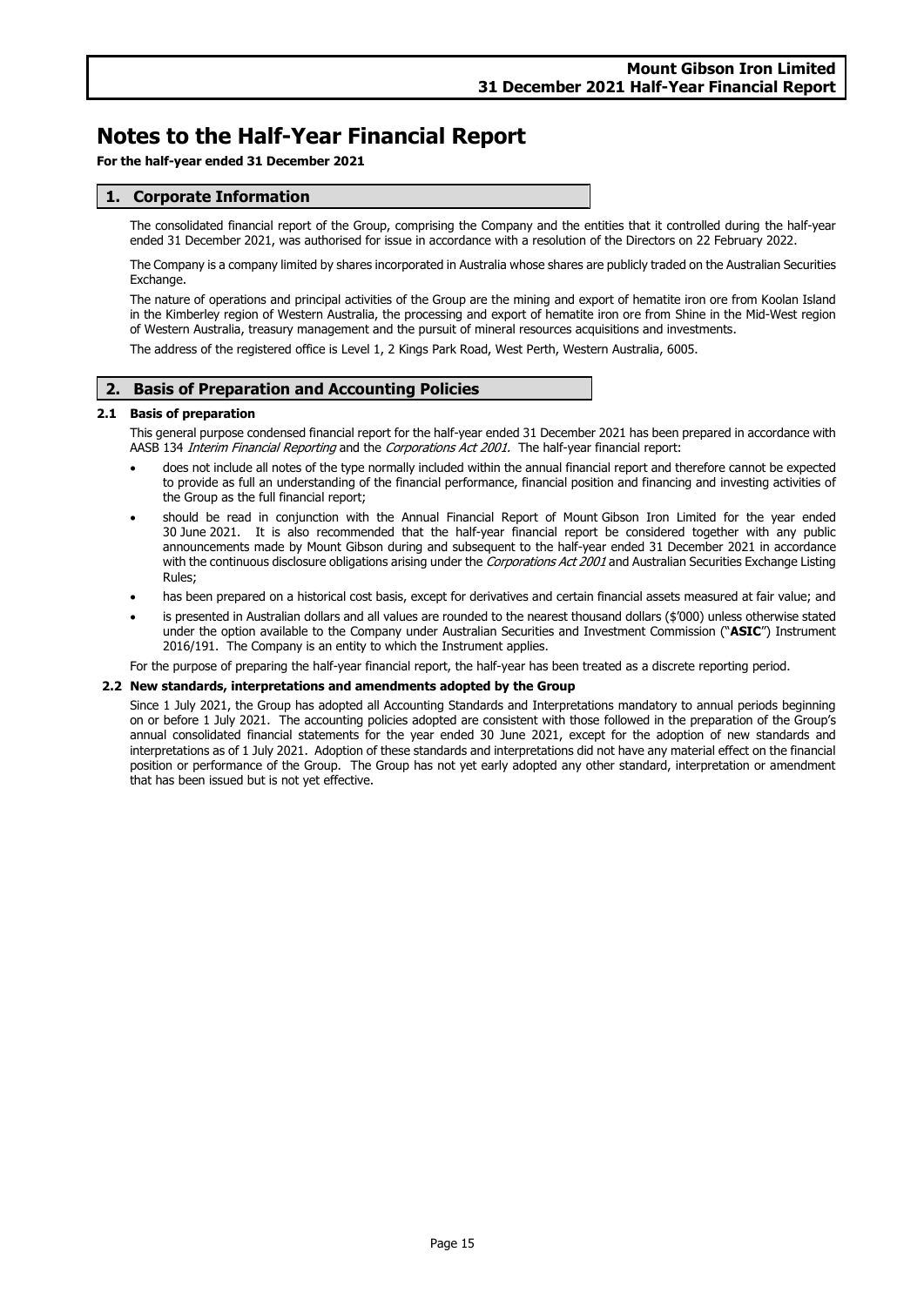# Notes to the Half-Year Financial Report

**For the half-year ended 31 December 2021**

## 1. Corporate Information

The consolidated financial report of the Group, comprising the Company and the entities that it controlled during the half-year ended 31 December 2021, was authorised for issue in accordance with a resolution of the Directors on 22 February 2022.

The Company is a company limited by shares incorporated in Australia whose shares are publicly traded on the Australian Securities Exchange.

The nature of operations and principal activities of the Group are the mining and export of hematite iron ore from Koolan Island in the Kimberley region of Western Australia, the processing and export of hematite iron ore from Shine in the Mid-West region of Western Australia, treasury management and the pursuit of mineral resources acquisitions and investments.

The address of the registered office is Level 1, 2 Kings Park Road, West Perth, Western Australia, 6005.

## 2. Basis of Preparation and Accounting Policies

### 2.1 Basis of preparation

This general purpose condensed financial report for the half-year ended 31 December 2021 has been prepared in accordance with AASB 134 *Interim Financial Reporting* and the *Corporations Act 2001.* The half-year financial report:

- does not include all notes of the type normally included within the annual financial report and therefore cannot be expected to provide as full an understanding of the financial performance, financial position and financing and investing activities of the Group as the full financial report;
- should be read in conjunction with the Annual Financial Report of Mount Gibson Iron Limited for the year ended 30 June 2021. It is also recommended that the half-year financial report be considered together with any public announcements made by Mount Gibson during and subsequent to the half-year ended 31 December 2021 in accordance with the continuous disclosure obligations arising under the *Corporations Act 2001* and Australian Securities Exchange Listing Rules;
- has been prepared on a historical cost basis, except for derivatives and certain financial assets measured at fair value; and
- is presented in Australian dollars and all values are rounded to the nearest thousand dollars ($'000) unless otherwise stated under the option available to the Company under Australian Securities and Investment Commission ("**ASIC**") Instrument 2016/191. The Company is an entity to which the Instrument applies.

For the purpose of preparing the half-year financial report, the half-year has been treated as a discrete reporting period.

### 2.2 New standards, interpretations and amendments adopted by the Group

Since 1 July 2021, the Group has adopted all Accounting Standards and Interpretations mandatory to annual periods beginning on or before 1 July 2021. The accounting policies adopted are consistent with those followed in the preparation of the Group's annual consolidated financial statements for the year ended 30 June 2021, except for the adoption of new standards and interpretations as of 1 July 2021. Adoption of these standards and interpretations did not have any material effect on the financial position or performance of the Group. The Group has not yet early adopted any other standard, interpretation or amendment that has been issued but is not yet effective.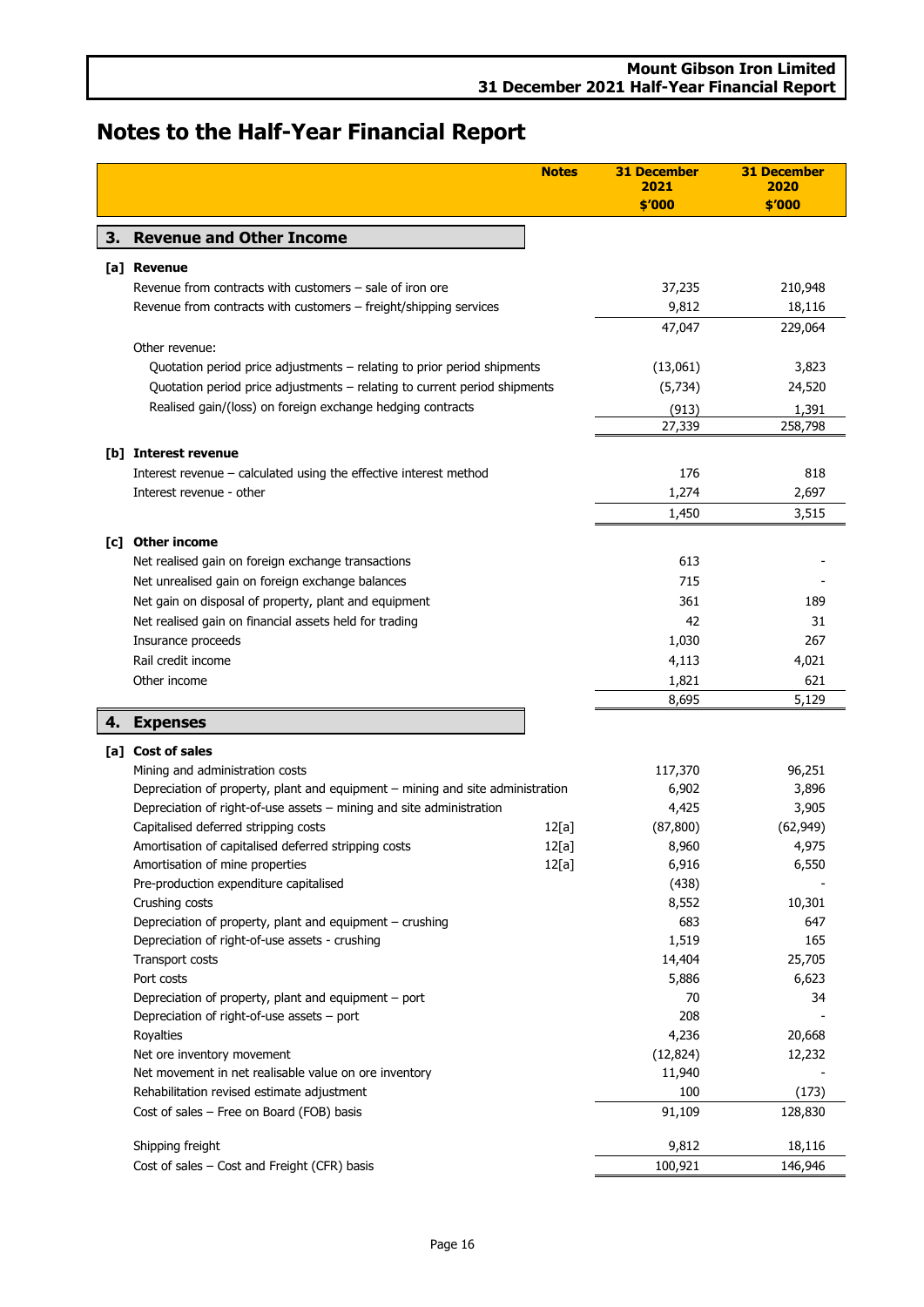# Notes to the Half-Year Financial Report

| | Notes | 31 December 2021 $'000 | 31 December 2020 $'000 |
|---|---|---|---|
| **3. Revenue and Other Income** | | | |
| **[a] Revenue** | | | |
| Revenue from contracts with customers – sale of iron ore | | 37,235 | 210,948 |
| Revenue from contracts with customers – freight/shipping services | | 9,812 | 18,116 |
| | | 47,047 | 229,064 |
| Other revenue: | | | |
| Quotation period price adjustments – relating to prior period shipments | | (13,061) | 3,823 |
| Quotation period price adjustments – relating to current period shipments | | (5,734) | 24,520 |
| Realised gain/(loss) on foreign exchange hedging contracts | | (913) | 1,391 |
| | | 27,339 | 258,798 |
| **[b] Interest revenue** | | | |
| Interest revenue – calculated using the effective interest method | | 176 | 818 |
| Interest revenue - other | | 1,274 | 2,697 |
| | | 1,450 | 3,515 |
| **[c] Other income** | | | |
| Net realised gain on foreign exchange transactions | | 613 | - |
| Net unrealised gain on foreign exchange balances | | 715 | - |
| Net gain on disposal of property, plant and equipment | | 361 | 189 |
| Net realised gain on financial assets held for trading | | 42 | 31 |
| Insurance proceeds | | 1,030 | 267 |
| Rail credit income | | 4,113 | 4,021 |
| Other income | | 1,821 | 621 |
| | | 8,695 | 5,129 |
| **4. Expenses** | | | |
| **[a] Cost of sales** | | | |
| Mining and administration costs | | 117,370 | 96,251 |
| Depreciation of property, plant and equipment – mining and site administration | | 6,902 | 3,896 |
| Depreciation of right-of-use assets – mining and site administration | | 4,425 | 3,905 |
| Capitalised deferred stripping costs | 12[a] | (87,800) | (62,949) |
| Amortisation of capitalised deferred stripping costs | 12[a] | 8,960 | 4,975 |
| Amortisation of mine properties | 12[a] | 6,916 | 6,550 |
| Pre-production expenditure capitalised | | (438) | - |
| Crushing costs | | 8,552 | 10,301 |
| Depreciation of property, plant and equipment – crushing | | 683 | 647 |
| Depreciation of right-of-use assets - crushing | | 1,519 | 165 |
| Transport costs | | 14,404 | 25,705 |
| Port costs | | 5,886 | 6,623 |
| Depreciation of property, plant and equipment – port | | 70 | 34 |
| Depreciation of right-of-use assets – port | | 208 | - |
| Royalties | | 4,236 | 20,668 |
| Net ore inventory movement | | (12,824) | 12,232 |
| Net movement in net realisable value on ore inventory | | 11,940 | - |
| Rehabilitation revised estimate adjustment | | 100 | (173) |
| Cost of sales – Free on Board (FOB) basis | | 91,109 | 128,830 |
| | | | |
| Shipping freight | | 9,812 | 18,116 |
| Cost of sales – Cost and Freight (CFR) basis | | 100,921 | 146,946 |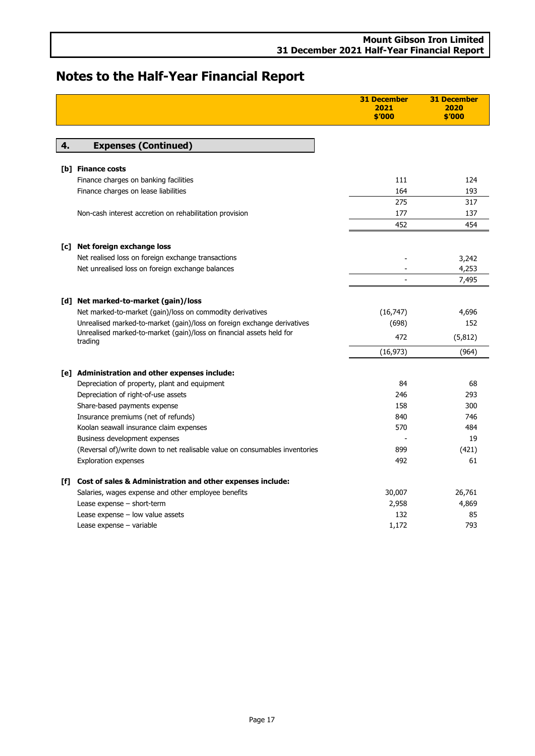# Notes to the Half-Year Financial Report

| | 31 December 2021 $'000 | 31 December 2020 $'000 |
|---|---|---|
| **4. Expenses (Continued)** | | |
| **[b] Finance costs** | | |
| Finance charges on banking facilities | 111 | 124 |
| Finance charges on lease liabilities | 164 | 193 |
| | 275 | 317 |
| Non-cash interest accretion on rehabilitation provision | 177 | 137 |
| | 452 | 454 |
| **[c] Net foreign exchange loss** | | |
| Net realised loss on foreign exchange transactions | - | 3,242 |
| Net unrealised loss on foreign exchange balances | - | 4,253 |
| | - | 7,495 |
| **[d] Net marked-to-market (gain)/loss** | | |
| Net marked-to-market (gain)/loss on commodity derivatives | (16,747) | 4,696 |
| Unrealised marked-to-market (gain)/loss on foreign exchange derivatives | (698) | 152 |
| Unrealised marked-to-market (gain)/loss on financial assets held for trading | 472 | (5,812) |
| | (16,973) | (964) |
| **[e] Administration and other expenses include:** | | |
| Depreciation of property, plant and equipment | 84 | 68 |
| Depreciation of right-of-use assets | 246 | 293 |
| Share-based payments expense | 158 | 300 |
| Insurance premiums (net of refunds) | 840 | 746 |
| Koolan seawall insurance claim expenses | 570 | 484 |
| Business development expenses | - | 19 |
| (Reversal of)/write down to net realisable value on consumables inventories | 899 | (421) |
| Exploration expenses | 492 | 61 |
| **[f] Cost of sales & Administration and other expenses include:** | | |
| Salaries, wages expense and other employee benefits | 30,007 | 26,761 |
| Lease expense – short-term | 2,958 | 4,869 |
| Lease expense – low value assets | 132 | 85 |
| Lease expense – variable | 1,172 | 793 |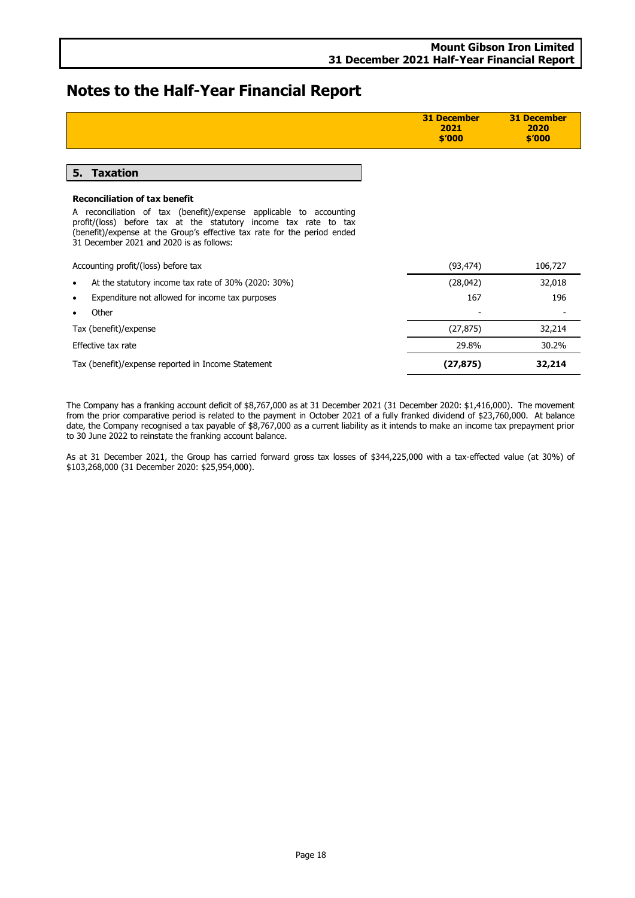# Notes to the Half-Year Financial Report

| | 31 December 2021 $'000 | 31 December 2020 $'000 |
|---|---|---|

## 5. Taxation

**Reconciliation of tax benefit**

A reconciliation of tax (benefit)/expense applicable to accounting profit/(loss) before tax at the statutory income tax rate to tax (benefit)/expense at the Group's effective tax rate for the period ended 31 December 2021 and 2020 is as follows:

| | 31 December 2021 $'000 | 31 December 2020 $'000 |
|---|---|---|
| Accounting profit/(loss) before tax | (93,474) | 106,727 |
| • At the statutory income tax rate of 30% (2020: 30%) | (28,042) | 32,018 |
| • Expenditure not allowed for income tax purposes | 167 | 196 |
| • Other | - | - |
| Tax (benefit)/expense | (27,875) | 32,214 |
| Effective tax rate | 29.8% | 30.2% |
| Tax (benefit)/expense reported in Income Statement | **(27,875)** | **32,214** |

The Company has a franking account deficit of $8,767,000 as at 31 December 2021 (31 December 2020: $1,416,000). The movement from the prior comparative period is related to the payment in October 2021 of a fully franked dividend of $23,760,000. At balance date, the Company recognised a tax payable of $8,767,000 as a current liability as it intends to make an income tax prepayment prior to 30 June 2022 to reinstate the franking account balance.

As at 31 December 2021, the Group has carried forward gross tax losses of $344,225,000 with a tax-effected value (at 30%) of $103,268,000 (31 December 2020: $25,954,000).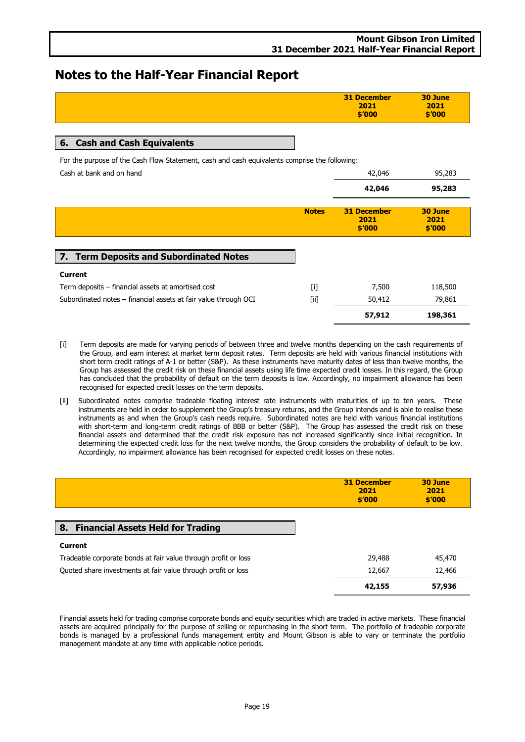# Notes to the Half-Year Financial Report

## 6. Cash and Cash Equivalents

For the purpose of the Cash Flow Statement, cash and cash equivalents comprise the following:

| | 31 December 2021 $'000 | 30 June 2021 $'000 |
|---|---|---|
| Cash at bank and on hand | 42,046 | 95,283 |
| | **42,046** | **95,283** |

## 7. Term Deposits and Subordinated Notes

| | Notes | 31 December 2021 $'000 | 30 June 2021 $'000 |
|---|---|---|---|
| **Current** | | | |
| Term deposits – financial assets at amortised cost | [i] | 7,500 | 118,500 |
| Subordinated notes – financial assets at fair value through OCI | [ii] | 50,412 | 79,861 |
| | | **57,912** | **198,361** |

[i] Term deposits are made for varying periods of between three and twelve months depending on the cash requirements of the Group, and earn interest at market term deposit rates. Term deposits are held with various financial institutions with short term credit ratings of A-1 or better (S&P). As these instruments have maturity dates of less than twelve months, the Group has assessed the credit risk on these financial assets using life time expected credit losses. In this regard, the Group has concluded that the probability of default on the term deposits is low. Accordingly, no impairment allowance has been recognised for expected credit losses on the term deposits.

[ii] Subordinated notes comprise tradeable floating interest rate instruments with maturities of up to ten years. These instruments are held in order to supplement the Group's treasury returns, and the Group intends and is able to realise these instruments as and when the Group's cash needs require. Subordinated notes are held with various financial institutions with short-term and long-term credit ratings of BBB or better (S&P). The Group has assessed the credit risk on these financial assets and determined that the credit risk exposure has not increased significantly since initial recognition. In determining the expected credit loss for the next twelve months, the Group considers the probability of default to be low. Accordingly, no impairment allowance has been recognised for expected credit losses on these notes.

## 8. Financial Assets Held for Trading

| | 31 December 2021 $'000 | 30 June 2021 $'000 |
|---|---|---|
| **Current** | | |
| Tradeable corporate bonds at fair value through profit or loss | 29,488 | 45,470 |
| Quoted share investments at fair value through profit or loss | 12,667 | 12,466 |
| | **42,155** | **57,936** |

Financial assets held for trading comprise corporate bonds and equity securities which are traded in active markets. These financial assets are acquired principally for the purpose of selling or repurchasing in the short term. The portfolio of tradeable corporate bonds is managed by a professional funds management entity and Mount Gibson is able to vary or terminate the portfolio management mandate at any time with applicable notice periods.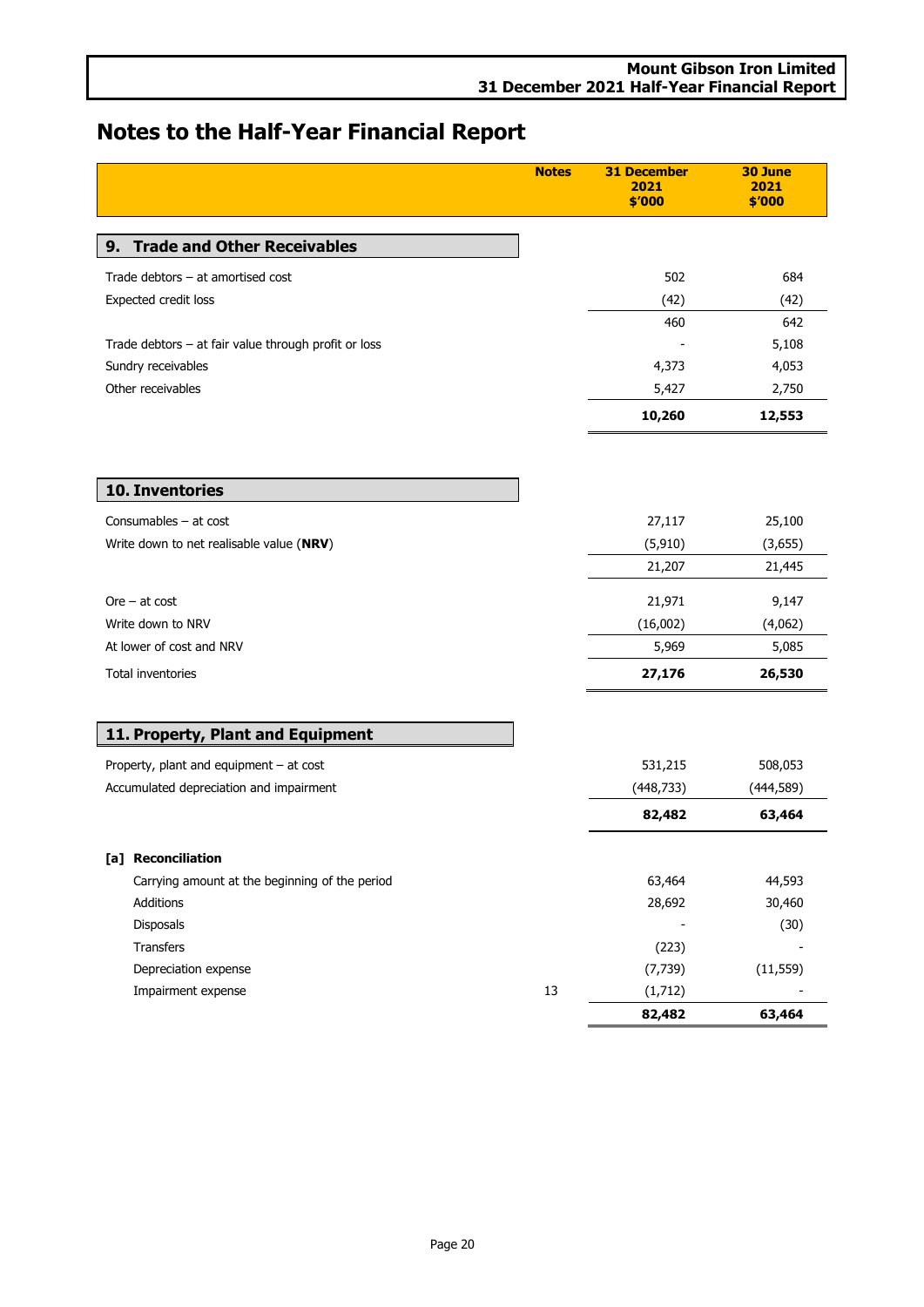# Notes to the Half-Year Financial Report

| | Notes | 31 December 2021 $'000 | 30 June 2021 $'000 |
|---|---|---|---|
| **9. Trade and Other Receivables** | | | |
| Trade debtors – at amortised cost | | 502 | 684 |
| Expected credit loss | | (42) | (42) |
| | | 460 | 642 |
| Trade debtors – at fair value through profit or loss | | - | 5,108 |
| Sundry receivables | | 4,373 | 4,053 |
| Other receivables | | 5,427 | 2,750 |
| | | **10,260** | **12,553** |

| | Notes | 31 December 2021 $'000 | 30 June 2021 $'000 |
|---|---|---|---|
| **10. Inventories** | | | |
| Consumables – at cost | | 27,117 | 25,100 |
| Write down to net realisable value (**NRV**) | | (5,910) | (3,655) |
| | | 21,207 | 21,445 |
| Ore – at cost | | 21,971 | 9,147 |
| Write down to NRV | | (16,002) | (4,062) |
| At lower of cost and NRV | | 5,969 | 5,085 |
| Total inventories | | **27,176** | **26,530** |

| | Notes | 31 December 2021 $'000 | 30 June 2021 $'000 |
|---|---|---|---|
| **11. Property, Plant and Equipment** | | | |
| Property, plant and equipment – at cost | | 531,215 | 508,053 |
| Accumulated depreciation and impairment | | (448,733) | (444,589) |
| | | **82,482** | **63,464** |
| **[a] Reconciliation** | | | |
| Carrying amount at the beginning of the period | | 63,464 | 44,593 |
| Additions | | 28,692 | 30,460 |
| Disposals | | - | (30) |
| Transfers | | (223) | - |
| Depreciation expense | | (7,739) | (11,559) |
| Impairment expense | 13 | (1,712) | - |
| | | **82,482** | **63,464** |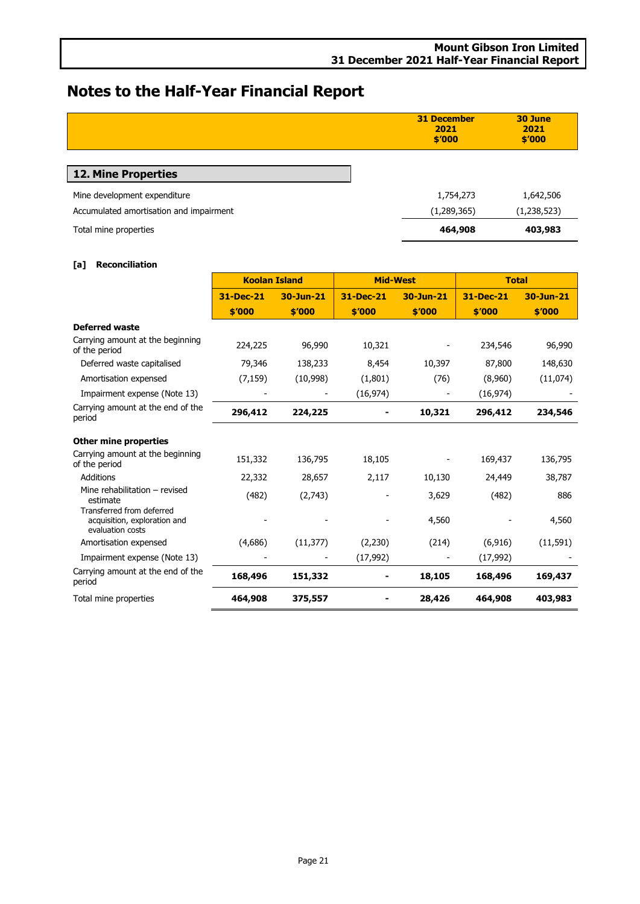# Notes to the Half-Year Financial Report

| | 31 December 2021 $'000 | 30 June 2021 $'000 |
|---|---|---|
| **12. Mine Properties** | | |
| Mine development expenditure | 1,754,273 | 1,642,506 |
| Accumulated amortisation and impairment | (1,289,365) | (1,238,523) |
| Total mine properties | **464,908** | **403,983** |

**[a] Reconciliation**

| | Koolan Island | | Mid-West | | Total | |
|---|---|---|---|---|---|---|
| | 31-Dec-21 | 30-Jun-21 | 31-Dec-21 | 30-Jun-21 | 31-Dec-21 | 30-Jun-21 |
| | $'000 | $'000 | $'000 | $'000 | $'000 | $'000 |
| **Deferred waste** | | | | | | |
| Carrying amount at the beginning of the period | 224,225 | 96,990 | 10,321 | - | 234,546 | 96,990 |
| Deferred waste capitalised | 79,346 | 138,233 | 8,454 | 10,397 | 87,800 | 148,630 |
| Amortisation expensed | (7,159) | (10,998) | (1,801) | (76) | (8,960) | (11,074) |
| Impairment expense (Note 13) | - | - | (16,974) | - | (16,974) | - |
| Carrying amount at the end of the period | **296,412** | **224,225** | **-** | **10,321** | **296,412** | **234,546** |
| **Other mine properties** | | | | | | |
| Carrying amount at the beginning of the period | 151,332 | 136,795 | 18,105 | - | 169,437 | 136,795 |
| Additions | 22,332 | 28,657 | 2,117 | 10,130 | 24,449 | 38,787 |
| Mine rehabilitation – revised estimate | (482) | (2,743) | - | 3,629 | (482) | 886 |
| Transferred from deferred acquisition, exploration and evaluation costs | - | - | - | 4,560 | - | 4,560 |
| Amortisation expensed | (4,686) | (11,377) | (2,230) | (214) | (6,916) | (11,591) |
| Impairment expense (Note 13) | - | - | (17,992) | - | (17,992) | - |
| Carrying amount at the end of the period | **168,496** | **151,332** | **-** | **18,105** | **168,496** | **169,437** |
| Total mine properties | **464,908** | **375,557** | **-** | **28,426** | **464,908** | **403,983** |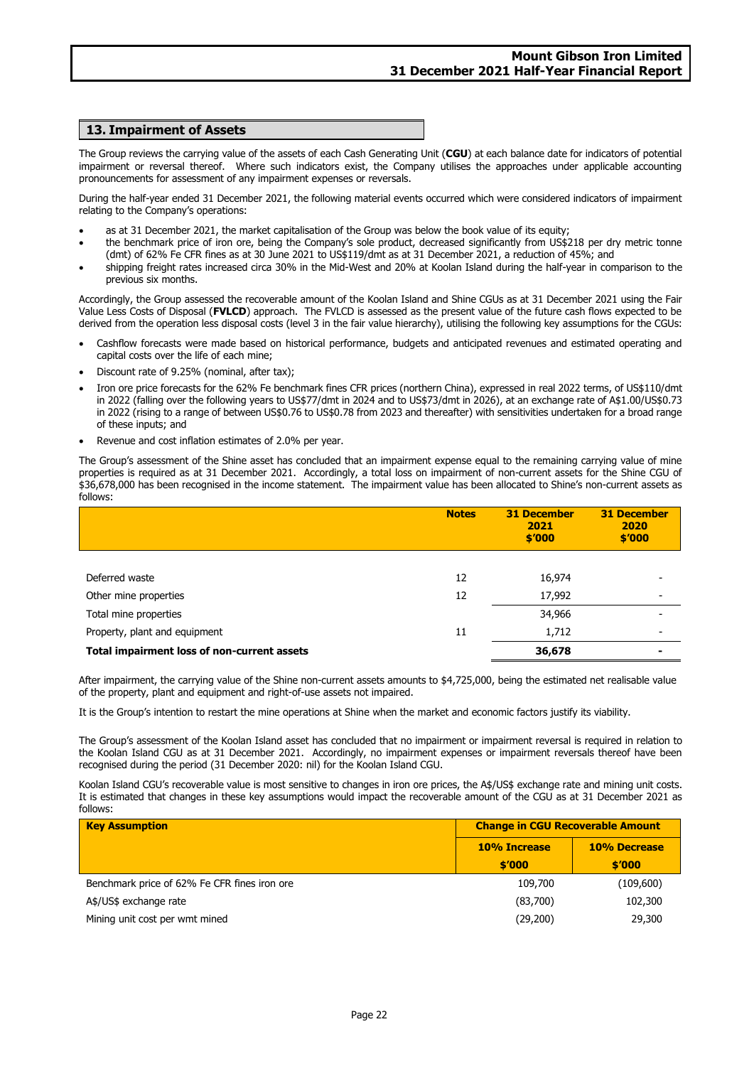## 13. Impairment of Assets

The Group reviews the carrying value of the assets of each Cash Generating Unit (**CGU**) at each balance date for indicators of potential impairment or reversal thereof. Where such indicators exist, the Company utilises the approaches under applicable accounting pronouncements for assessment of any impairment expenses or reversals.

During the half-year ended 31 December 2021, the following material events occurred which were considered indicators of impairment relating to the Company's operations:

- as at 31 December 2021, the market capitalisation of the Group was below the book value of its equity;
- the benchmark price of iron ore, being the Company's sole product, decreased significantly from US$218 per dry metric tonne (dmt) of 62% Fe CFR fines as at 30 June 2021 to US$119/dmt as at 31 December 2021, a reduction of 45%; and
- shipping freight rates increased circa 30% in the Mid-West and 20% at Koolan Island during the half-year in comparison to the previous six months.

Accordingly, the Group assessed the recoverable amount of the Koolan Island and Shine CGUs as at 31 December 2021 using the Fair Value Less Costs of Disposal (**FVLCD**) approach. The FVLCD is assessed as the present value of the future cash flows expected to be derived from the operation less disposal costs (level 3 in the fair value hierarchy), utilising the following key assumptions for the CGUs:

- Cashflow forecasts were made based on historical performance, budgets and anticipated revenues and estimated operating and capital costs over the life of each mine;
- Discount rate of 9.25% (nominal, after tax);
- Iron ore price forecasts for the 62% Fe benchmark fines CFR prices (northern China), expressed in real 2022 terms, of US$110/dmt in 2022 (falling over the following years to US$77/dmt in 2024 and to US$73/dmt in 2026), at an exchange rate of A$1.00/US$0.73 in 2022 (rising to a range of between US$0.76 to US$0.78 from 2023 and thereafter) with sensitivities undertaken for a broad range of these inputs; and
- Revenue and cost inflation estimates of 2.0% per year.

The Group's assessment of the Shine asset has concluded that an impairment expense equal to the remaining carrying value of mine properties is required as at 31 December 2021. Accordingly, a total loss on impairment of non-current assets for the Shine CGU of $36,678,000 has been recognised in the income statement. The impairment value has been allocated to Shine's non-current assets as follows:

| | Notes | 31 December 2021 $'000 | 31 December 2020 $'000 |
|---|---|---|---|
| Deferred waste | 12 | 16,974 | - |
| Other mine properties | 12 | 17,992 | - |
| Total mine properties | | 34,966 | - |
| Property, plant and equipment | 11 | 1,712 | - |
| **Total impairment loss of non-current assets** | | **36,678** | **-** |

After impairment, the carrying value of the Shine non-current assets amounts to $4,725,000, being the estimated net realisable value of the property, plant and equipment and right-of-use assets not impaired.

It is the Group's intention to restart the mine operations at Shine when the market and economic factors justify its viability.

The Group's assessment of the Koolan Island asset has concluded that no impairment or impairment reversal is required in relation to the Koolan Island CGU as at 31 December 2021. Accordingly, no impairment expenses or impairment reversals thereof have been recognised during the period (31 December 2020: nil) for the Koolan Island CGU.

Koolan Island CGU's recoverable value is most sensitive to changes in iron ore prices, the A$/US$ exchange rate and mining unit costs. It is estimated that changes in these key assumptions would impact the recoverable amount of the CGU as at 31 December 2021 as follows:

| Key Assumption | Change in CGU Recoverable Amount | |
|---|---|---|
| | 10% Increase $'000 | 10% Decrease $'000 |
| Benchmark price of 62% Fe CFR fines iron ore | 109,700 | (109,600) |
| A$/US$ exchange rate | (83,700) | 102,300 |
| Mining unit cost per wmt mined | (29,200) | 29,300 |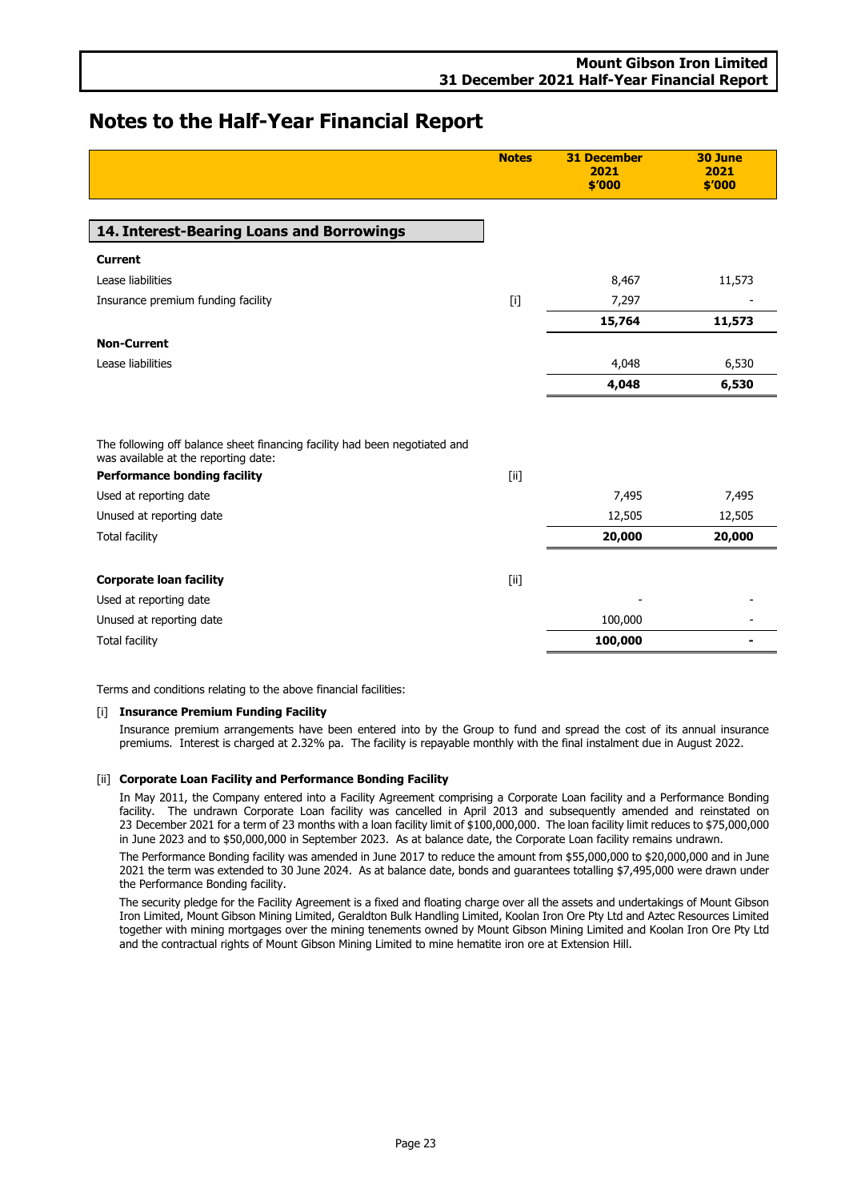# Notes to the Half-Year Financial Report

| | Notes | 31 December 2021 $'000 | 30 June 2021 $'000 |
|---|---|---|---|
| **14. Interest-Bearing Loans and Borrowings** | | | |
| **Current** | | | |
| Lease liabilities | | 8,467 | 11,573 |
| Insurance premium funding facility | [i] | 7,297 | - |
| | | **15,764** | **11,573** |
| **Non-Current** | | | |
| Lease liabilities | | 4,048 | 6,530 |
| | | **4,048** | **6,530** |
| The following off balance sheet financing facility had been negotiated and was available at the reporting date: | | | |
| **Performance bonding facility** | [ii] | | |
| Used at reporting date | | 7,495 | 7,495 |
| Unused at reporting date | | 12,505 | 12,505 |
| Total facility | | **20,000** | **20,000** |
| **Corporate loan facility** | [ii] | | |
| Used at reporting date | | - | - |
| Unused at reporting date | | 100,000 | - |
| Total facility | | **100,000** | **-** |

Terms and conditions relating to the above financial facilities:

[i] **Insurance Premium Funding Facility**

Insurance premium arrangements have been entered into by the Group to fund and spread the cost of its annual insurance premiums. Interest is charged at 2.32% pa. The facility is repayable monthly with the final instalment due in August 2022.

[ii] **Corporate Loan Facility and Performance Bonding Facility**

In May 2011, the Company entered into a Facility Agreement comprising a Corporate Loan facility and a Performance Bonding facility. The undrawn Corporate Loan facility was cancelled in April 2013 and subsequently amended and reinstated on 23 December 2021 for a term of 23 months with a loan facility limit of $100,000,000. The loan facility limit reduces to $75,000,000 in June 2023 and to $50,000,000 in September 2023. As at balance date, the Corporate Loan facility remains undrawn.

The Performance Bonding facility was amended in June 2017 to reduce the amount from $55,000,000 to $20,000,000 and in June 2021 the term was extended to 30 June 2024. As at balance date, bonds and guarantees totalling $7,495,000 were drawn under the Performance Bonding facility.

The security pledge for the Facility Agreement is a fixed and floating charge over all the assets and undertakings of Mount Gibson Iron Limited, Mount Gibson Mining Limited, Geraldton Bulk Handling Limited, Koolan Iron Ore Pty Ltd and Aztec Resources Limited together with mining mortgages over the mining tenements owned by Mount Gibson Mining Limited and Koolan Iron Ore Pty Ltd and the contractual rights of Mount Gibson Mining Limited to mine hematite iron ore at Extension Hill.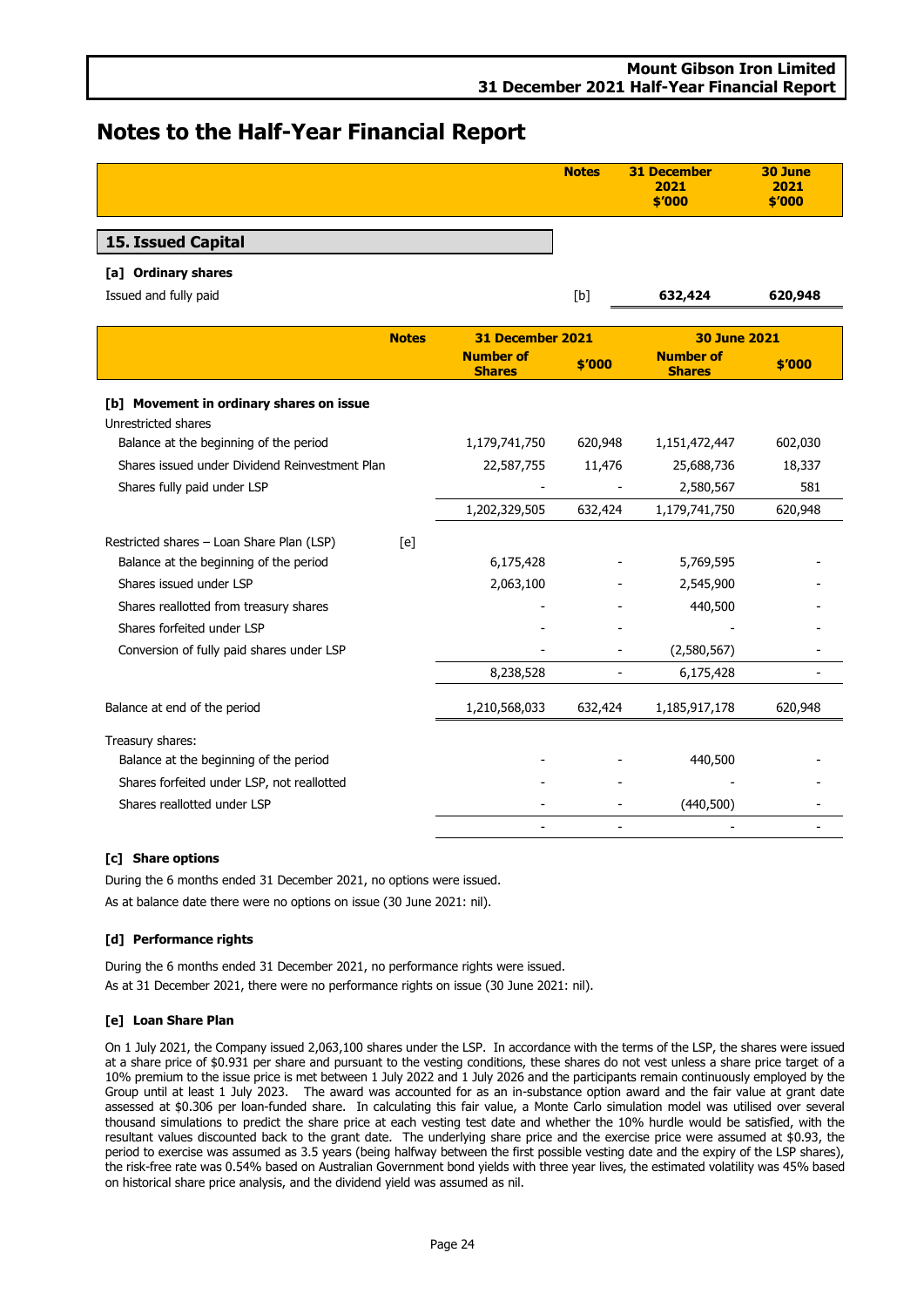# Notes to the Half-Year Financial Report

| | Notes | 31 December 2021 $'000 | 30 June 2021 $'000 |
|---|---|---|---|
| **15. Issued Capital** | | | |
| **[a] Ordinary shares** | | | |
| Issued and fully paid | [b] | **632,424** | **620,948** |

| | Notes | 31 December 2021 | | 30 June 2021 | |
|---|---|---|---|---|---|
| | | **Number of Shares** | **$'000** | **Number of Shares** | **$'000** |
| **[b] Movement in ordinary shares on issue** | | | | | |
| Unrestricted shares | | | | | |
| Balance at the beginning of the period | | 1,179,741,750 | 620,948 | 1,151,472,447 | 602,030 |
| Shares issued under Dividend Reinvestment Plan | | 22,587,755 | 11,476 | 25,688,736 | 18,337 |
| Shares fully paid under LSP | | - | - | 2,580,567 | 581 |
| | | 1,202,329,505 | 632,424 | 1,179,741,750 | 620,948 |
| Restricted shares – Loan Share Plan (LSP) | [e] | | | | |
| Balance at the beginning of the period | | 6,175,428 | - | 5,769,595 | - |
| Shares issued under LSP | | 2,063,100 | - | 2,545,900 | - |
| Shares reallotted from treasury shares | | - | - | 440,500 | - |
| Shares forfeited under LSP | | - | - | - | - |
| Conversion of fully paid shares under LSP | | - | - | (2,580,567) | - |
| | | 8,238,528 | - | 6,175,428 | - |
| Balance at end of the period | | 1,210,568,033 | 632,424 | 1,185,917,178 | 620,948 |
| Treasury shares: | | | | | |
| Balance at the beginning of the period | | - | - | 440,500 | - |
| Shares forfeited under LSP, not reallotted | | - | - | - | - |
| Shares reallotted under LSP | | - | - | (440,500) | - |
| | | - | - | - | - |

### [c] Share options

During the 6 months ended 31 December 2021, no options were issued.

As at balance date there were no options on issue (30 June 2021: nil).

### [d] Performance rights

During the 6 months ended 31 December 2021, no performance rights were issued.

As at 31 December 2021, there were no performance rights on issue (30 June 2021: nil).

### [e] Loan Share Plan

On 1 July 2021, the Company issued 2,063,100 shares under the LSP. In accordance with the terms of the LSP, the shares were issued at a share price of $0.931 per share and pursuant to the vesting conditions, these shares do not vest unless a share price target of a 10% premium to the issue price is met between 1 July 2022 and 1 July 2026 and the participants remain continuously employed by the Group until at least 1 July 2023. The award was accounted for as an in-substance option award and the fair value at grant date assessed at $0.306 per loan-funded share. In calculating this fair value, a Monte Carlo simulation model was utilised over several thousand simulations to predict the share price at each vesting test date and whether the 10% hurdle would be satisfied, with the resultant values discounted back to the grant date. The underlying share price and the exercise price were assumed at $0.93, the period to exercise was assumed as 3.5 years (being halfway between the first possible vesting date and the expiry of the LSP shares), the risk-free rate was 0.54% based on Australian Government bond yields with three year lives, the estimated volatility was 45% based on historical share price analysis, and the dividend yield was assumed as nil.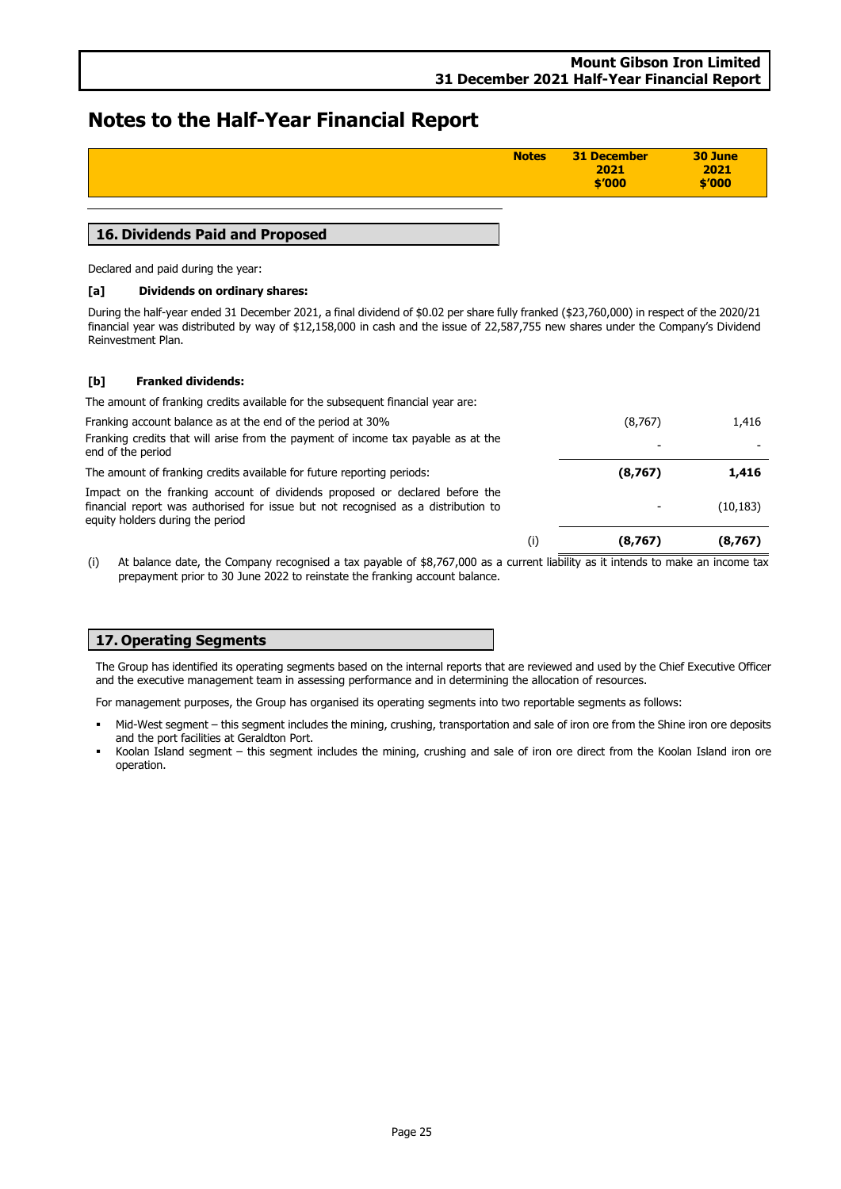# Notes to the Half-Year Financial Report

| | Notes | 31 December 2021 $'000 | 30 June 2021 $'000 |
|---|---|---|---|

## 16. Dividends Paid and Proposed

Declared and paid during the year:

**[a] Dividends on ordinary shares:**

During the half-year ended 31 December 2021, a final dividend of $0.02 per share fully franked ($23,760,000) in respect of the 2020/21 financial year was distributed by way of $12,158,000 in cash and the issue of 22,587,755 new shares under the Company's Dividend Reinvestment Plan.

**[b] Franked dividends:**

| | Notes | 31 December 2021 $'000 | 30 June 2021 $'000 |
|---|---|---|---|
| The amount of franking credits available for the subsequent financial year are: | | | |
| Franking account balance as at the end of the period at 30% | | (8,767) | 1,416 |
| Franking credits that will arise from the payment of income tax payable as at the end of the period | | - | - |
| The amount of franking credits available for future reporting periods: | | **(8,767)** | **1,416** |
| Impact on the franking account of dividends proposed or declared before the financial report was authorised for issue but not recognised as a distribution to equity holders during the period | | - | (10,183) |
| | (i) | **(8,767)** | **(8,767)** |

(i) At balance date, the Company recognised a tax payable of $8,767,000 as a current liability as it intends to make an income tax prepayment prior to 30 June 2022 to reinstate the franking account balance.

## 17. Operating Segments

The Group has identified its operating segments based on the internal reports that are reviewed and used by the Chief Executive Officer and the executive management team in assessing performance and in determining the allocation of resources.

For management purposes, the Group has organised its operating segments into two reportable segments as follows:

- Mid-West segment – this segment includes the mining, crushing, transportation and sale of iron ore from the Shine iron ore deposits and the port facilities at Geraldton Port.
- Koolan Island segment – this segment includes the mining, crushing and sale of iron ore direct from the Koolan Island iron ore operation.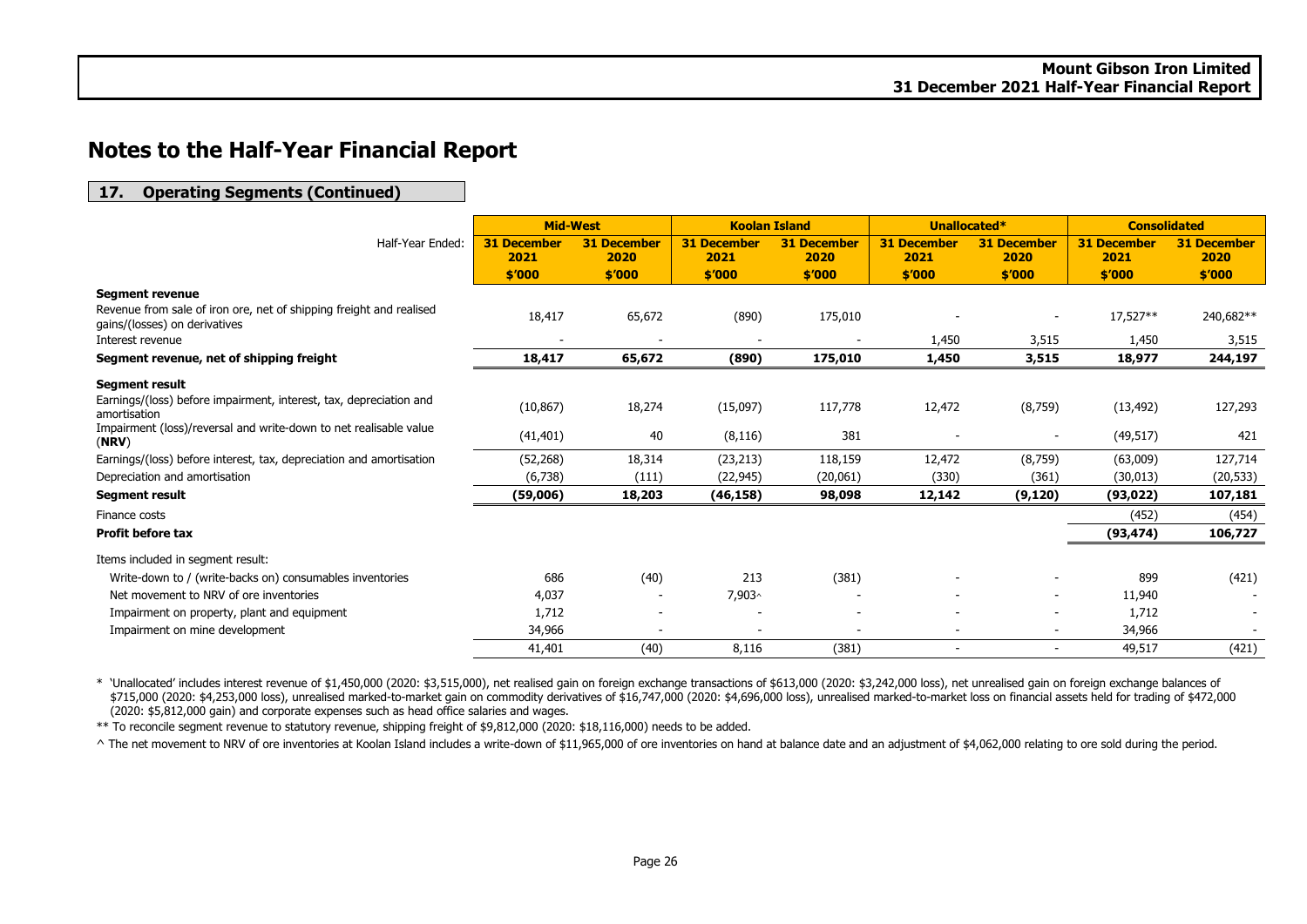# Notes to the Half-Year Financial Report

## 17. Operating Segments (Continued)

| Half-Year Ended: | Mid-West | | Koolan Island | | Unallocated* | | Consolidated | |
|---|---|---|---|---|---|---|---|---|
| | 31 December 2021 | 31 December 2020 | 31 December 2021 | 31 December 2020 | 31 December 2021 | 31 December 2020 | 31 December 2021 | 31 December 2020 |
| | $'000 | $'000 | $'000 | $'000 | $'000 | $'000 | $'000 | $'000 |
| **Segment revenue** | | | | | | | | |
| Revenue from sale of iron ore, net of shipping freight and realised gains/(losses) on derivatives | 18,417 | 65,672 | (890) | 175,010 | - | - | 17,527** | 240,682** |
| Interest revenue | - | - | - | - | 1,450 | 3,515 | 1,450 | 3,515 |
| **Segment revenue, net of shipping freight** | **18,417** | **65,672** | **(890)** | **175,010** | **1,450** | **3,515** | **18,977** | **244,197** |
| **Segment result** | | | | | | | | |
| Earnings/(loss) before impairment, interest, tax, depreciation and amortisation | (10,867) | 18,274 | (15,097) | 117,778 | 12,472 | (8,759) | (13,492) | 127,293 |
| Impairment (loss)/reversal and write-down to net realisable value (**NRV**) | (41,401) | 40 | (8,116) | 381 | - | - | (49,517) | 421 |
| Earnings/(loss) before interest, tax, depreciation and amortisation | (52,268) | 18,314 | (23,213) | 118,159 | 12,472 | (8,759) | (63,009) | 127,714 |
| Depreciation and amortisation | (6,738) | (111) | (22,945) | (20,061) | (330) | (361) | (30,013) | (20,533) |
| **Segment result** | **(59,006)** | **18,203** | **(46,158)** | **98,098** | **12,142** | **(9,120)** | **(93,022)** | **107,181** |
| Finance costs | | | | | | | (452) | (454) |
| **Profit before tax** | | | | | | | **(93,474)** | **106,727** |
| Items included in segment result: | | | | | | | | |
| Write-down to / (write-backs on) consumables inventories | 686 | (40) | 213 | (381) | - | - | 899 | (421) |
| Net movement to NRV of ore inventories | 4,037 | - | 7,903^ | - | - | - | 11,940 | - |
| Impairment on property, plant and equipment | 1,712 | - | - | - | - | - | 1,712 | - |
| Impairment on mine development | 34,966 | - | - | - | - | - | 34,966 | - |
| | 41,401 | (40) | 8,116 | (381) | - | - | 49,517 | (421) |

\* 'Unallocated' includes interest revenue of $1,450,000 (2020: $3,515,000), net realised gain on foreign exchange transactions of $613,000 (2020: $3,242,000 loss), net unrealised gain on foreign exchange balances of $715,000 (2020: $4,253,000 loss), unrealised marked-to-market gain on commodity derivatives of $16,747,000 (2020: $4,696,000 loss), unrealised marked-to-market loss on financial assets held for trading of $472,000 (2020: $5,812,000 gain) and corporate expenses such as head office salaries and wages.

** To reconcile segment revenue to statutory revenue, shipping freight of $9,812,000 (2020: $18,116,000) needs to be added.

^ The net movement to NRV of ore inventories at Koolan Island includes a write-down of $11,965,000 of ore inventories on hand at balance date and an adjustment of $4,062,000 relating to ore sold during the period.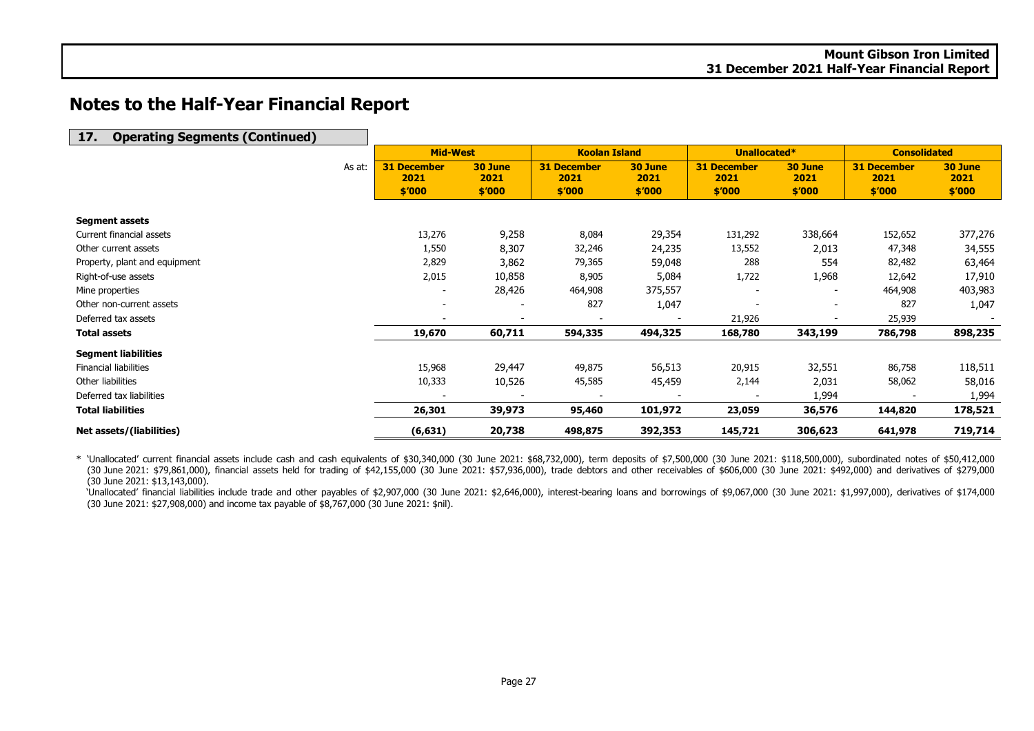# Notes to the Half-Year Financial Report

## 17. Operating Segments (Continued)

| As at: | Mid-West | | Koolan Island | | Unallocated* | | Consolidated | |
|---|---|---|---|---|---|---|---|---|
| | 31 December 2021 $'000 | 30 June 2021 $'000 | 31 December 2021 $'000 | 30 June 2021 $'000 | 31 December 2021 $'000 | 30 June 2021 $'000 | 31 December 2021 $'000 | 30 June 2021 $'000 |
| **Segment assets** | | | | | | | | |
| Current financial assets | 13,276 | 9,258 | 8,084 | 29,354 | 131,292 | 338,664 | 152,652 | 377,276 |
| Other current assets | 1,550 | 8,307 | 32,246 | 24,235 | 13,552 | 2,013 | 47,348 | 34,555 |
| Property, plant and equipment | 2,829 | 3,862 | 79,365 | 59,048 | 288 | 554 | 82,482 | 63,464 |
| Right-of-use assets | 2,015 | 10,858 | 8,905 | 5,084 | 1,722 | 1,968 | 12,642 | 17,910 |
| Mine properties | - | 28,426 | 464,908 | 375,557 | - | - | 464,908 | 403,983 |
| Other non-current assets | - | - | 827 | 1,047 | - | - | 827 | 1,047 |
| Deferred tax assets | - | - | - | - | 21,926 | - | 25,939 | - |
| **Total assets** | **19,670** | **60,711** | **594,335** | **494,325** | **168,780** | **343,199** | **786,798** | **898,235** |
| **Segment liabilities** | | | | | | | | |
| Financial liabilities | 15,968 | 29,447 | 49,875 | 56,513 | 20,915 | 32,551 | 86,758 | 118,511 |
| Other liabilities | 10,333 | 10,526 | 45,585 | 45,459 | 2,144 | 2,031 | 58,062 | 58,016 |
| Deferred tax liabilities | - | - | - | - | - | 1,994 | - | 1,994 |
| **Total liabilities** | **26,301** | **39,973** | **95,460** | **101,972** | **23,059** | **36,576** | **144,820** | **178,521** |
| **Net assets/(liabilities)** | **(6,631)** | **20,738** | **498,875** | **392,353** | **145,721** | **306,623** | **641,978** | **719,714** |

\* 'Unallocated' current financial assets include cash and cash equivalents of $30,340,000 (30 June 2021: $68,732,000), term deposits of $7,500,000 (30 June 2021: $118,500,000), subordinated notes of $50,412,000 (30 June 2021: $79,861,000), financial assets held for trading of $42,155,000 (30 June 2021: $57,936,000), trade debtors and other receivables of $606,000 (30 June 2021: $492,000) and derivatives of $279,000 (30 June 2021: $13,143,000).

'Unallocated' financial liabilities include trade and other payables of $2,907,000 (30 June 2021: $2,646,000), interest-bearing loans and borrowings of $9,067,000 (30 June 2021: $1,997,000), derivatives of $174,000 (30 June 2021: $27,908,000) and income tax payable of $8,767,000 (30 June 2021: $nil).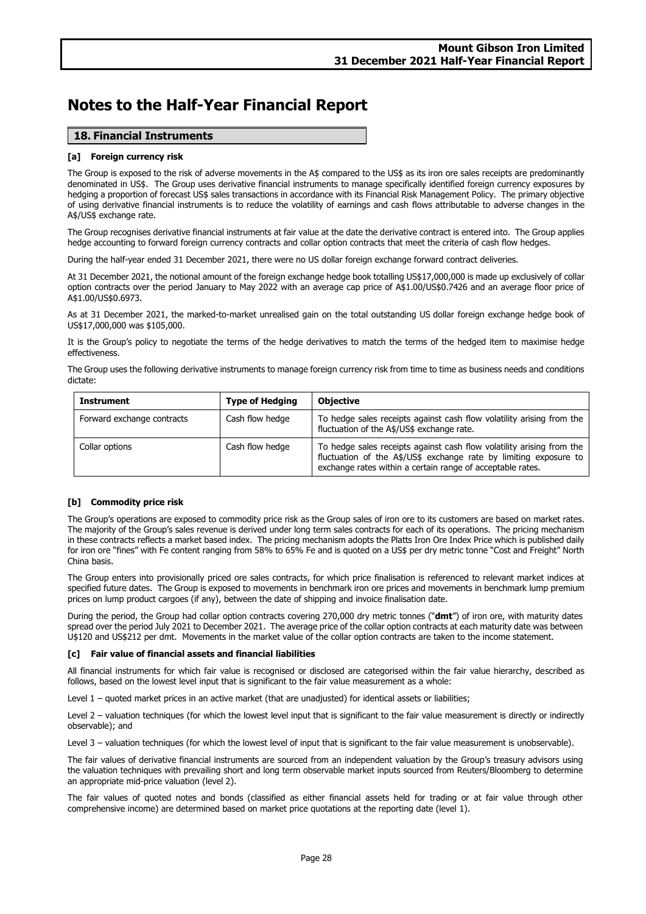# Notes to the Half-Year Financial Report

## 18. Financial Instruments

### [a] Foreign currency risk

The Group is exposed to the risk of adverse movements in the A$ compared to the US$ as its iron ore sales receipts are predominantly denominated in US$. The Group uses derivative financial instruments to manage specifically identified foreign currency exposures by hedging a proportion of forecast US$ sales transactions in accordance with its Financial Risk Management Policy. The primary objective of using derivative financial instruments is to reduce the volatility of earnings and cash flows attributable to adverse changes in the A$/US$ exchange rate.

The Group recognises derivative financial instruments at fair value at the date the derivative contract is entered into. The Group applies hedge accounting to forward foreign currency contracts and collar option contracts that meet the criteria of cash flow hedges.

During the half-year ended 31 December 2021, there were no US dollar foreign exchange forward contract deliveries.

At 31 December 2021, the notional amount of the foreign exchange hedge book totalling US$17,000,000 is made up exclusively of collar option contracts over the period January to May 2022 with an average cap price of A$1.00/US$0.7426 and an average floor price of A$1.00/US$0.6973.

As at 31 December 2021, the marked-to-market unrealised gain on the total outstanding US dollar foreign exchange hedge book of US$17,000,000 was $105,000.

It is the Group's policy to negotiate the terms of the hedge derivatives to match the terms of the hedged item to maximise hedge effectiveness.

The Group uses the following derivative instruments to manage foreign currency risk from time to time as business needs and conditions dictate:

| Instrument | Type of Hedging | Objective |
|---|---|---|
| Forward exchange contracts | Cash flow hedge | To hedge sales receipts against cash flow volatility arising from the fluctuation of the A$/US$ exchange rate. |
| Collar options | Cash flow hedge | To hedge sales receipts against cash flow volatility arising from the fluctuation of the A$/US$ exchange rate by limiting exposure to exchange rates within a certain range of acceptable rates. |

### [b] Commodity price risk

The Group's operations are exposed to commodity price risk as the Group sales of iron ore to its customers are based on market rates. The majority of the Group's sales revenue is derived under long term sales contracts for each of its operations. The pricing mechanism in these contracts reflects a market based index. The pricing mechanism adopts the Platts Iron Ore Index Price which is published daily for iron ore "fines" with Fe content ranging from 58% to 65% Fe and is quoted on a US$ per dry metric tonne "Cost and Freight" North China basis.

The Group enters into provisionally priced ore sales contracts, for which price finalisation is referenced to relevant market indices at specified future dates. The Group is exposed to movements in benchmark iron ore prices and movements in benchmark lump premium prices on lump product cargoes (if any), between the date of shipping and invoice finalisation date.

During the period, the Group had collar option contracts covering 270,000 dry metric tonnes ("**dmt**") of iron ore, with maturity dates spread over the period July 2021 to December 2021. The average price of the collar option contracts at each maturity date was between U$120 and US$212 per dmt. Movements in the market value of the collar option contracts are taken to the income statement.

### [c] Fair value of financial assets and financial liabilities

All financial instruments for which fair value is recognised or disclosed are categorised within the fair value hierarchy, described as follows, based on the lowest level input that is significant to the fair value measurement as a whole:

Level 1 – quoted market prices in an active market (that are unadjusted) for identical assets or liabilities;

Level 2 – valuation techniques (for which the lowest level input that is significant to the fair value measurement is directly or indirectly observable); and

Level 3 – valuation techniques (for which the lowest level of input that is significant to the fair value measurement is unobservable).

The fair values of derivative financial instruments are sourced from an independent valuation by the Group's treasury advisors using the valuation techniques with prevailing short and long term observable market inputs sourced from Reuters/Bloomberg to determine an appropriate mid-price valuation (level 2).

The fair values of quoted notes and bonds (classified as either financial assets held for trading or at fair value through other comprehensive income) are determined based on market price quotations at the reporting date (level 1).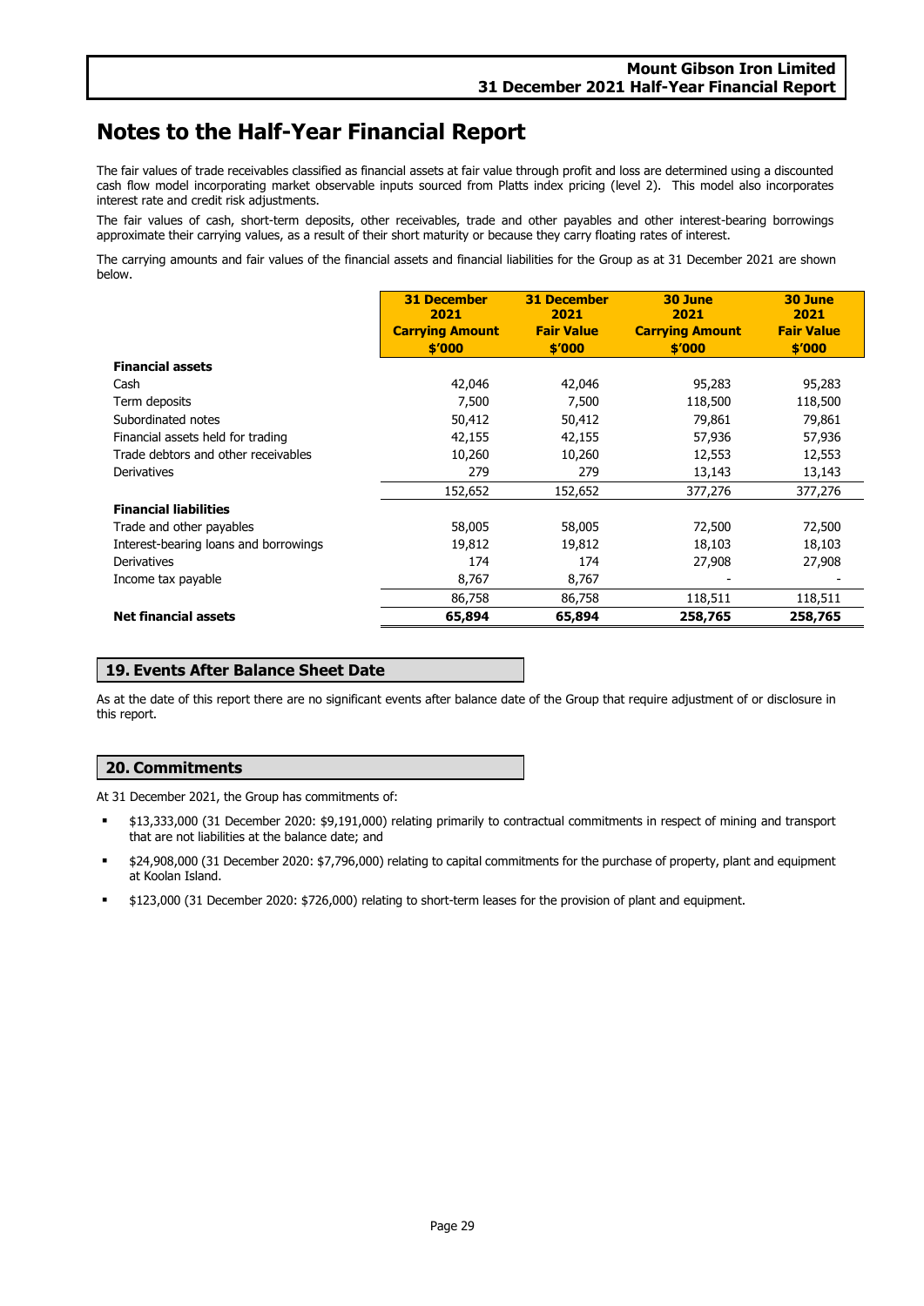# Notes to the Half-Year Financial Report

The fair values of trade receivables classified as financial assets at fair value through profit and loss are determined using a discounted cash flow model incorporating market observable inputs sourced from Platts index pricing (level 2). This model also incorporates interest rate and credit risk adjustments.

The fair values of cash, short-term deposits, other receivables, trade and other payables and other interest-bearing borrowings approximate their carrying values, as a result of their short maturity or because they carry floating rates of interest.

The carrying amounts and fair values of the financial assets and financial liabilities for the Group as at 31 December 2021 are shown below.

| | 31 December 2021 Carrying Amount $'000 | 31 December 2021 Fair Value $'000 | 30 June 2021 Carrying Amount $'000 | 30 June 2021 Fair Value $'000 |
|---|---|---|---|---|
| **Financial assets** | | | | |
| Cash | 42,046 | 42,046 | 95,283 | 95,283 |
| Term deposits | 7,500 | 7,500 | 118,500 | 118,500 |
| Subordinated notes | 50,412 | 50,412 | 79,861 | 79,861 |
| Financial assets held for trading | 42,155 | 42,155 | 57,936 | 57,936 |
| Trade debtors and other receivables | 10,260 | 10,260 | 12,553 | 12,553 |
| Derivatives | 279 | 279 | 13,143 | 13,143 |
| | 152,652 | 152,652 | 377,276 | 377,276 |
| **Financial liabilities** | | | | |
| Trade and other payables | 58,005 | 58,005 | 72,500 | 72,500 |
| Interest-bearing loans and borrowings | 19,812 | 19,812 | 18,103 | 18,103 |
| Derivatives | 174 | 174 | 27,908 | 27,908 |
| Income tax payable | 8,767 | 8,767 | - | - |
| | 86,758 | 86,758 | 118,511 | 118,511 |
| **Net financial assets** | **65,894** | **65,894** | **258,765** | **258,765** |

## 19. Events After Balance Sheet Date

As at the date of this report there are no significant events after balance date of the Group that require adjustment of or disclosure in this report.

## 20. Commitments

At 31 December 2021, the Group has commitments of:

- $13,333,000 (31 December 2020: $9,191,000) relating primarily to contractual commitments in respect of mining and transport that are not liabilities at the balance date; and
- $24,908,000 (31 December 2020: $7,796,000) relating to capital commitments for the purchase of property, plant and equipment at Koolan Island.
- $123,000 (31 December 2020: $726,000) relating to short-term leases for the provision of plant and equipment.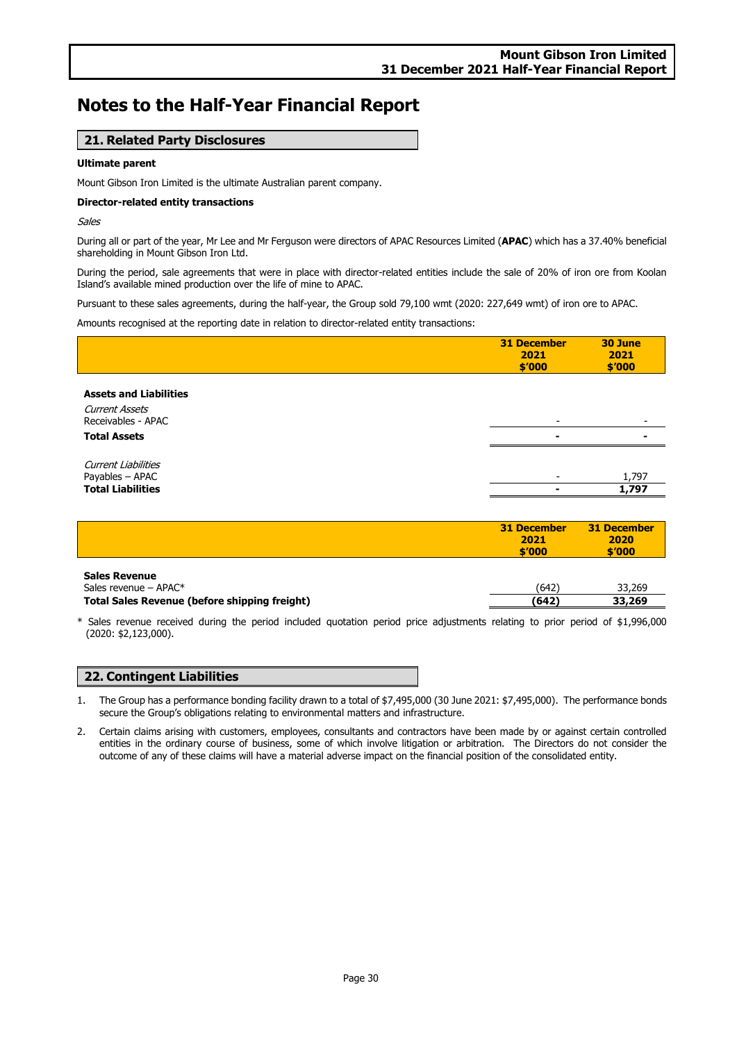# Notes to the Half-Year Financial Report

## 21. Related Party Disclosures

**Ultimate parent**

Mount Gibson Iron Limited is the ultimate Australian parent company.

**Director-related entity transactions**

*Sales*

During all or part of the year, Mr Lee and Mr Ferguson were directors of APAC Resources Limited (**APAC**) which has a 37.40% beneficial shareholding in Mount Gibson Iron Ltd.

During the period, sale agreements that were in place with director-related entities include the sale of 20% of iron ore from Koolan Island's available mined production over the life of mine to APAC.

Pursuant to these sales agreements, during the half-year, the Group sold 79,100 wmt (2020: 227,649 wmt) of iron ore to APAC.

Amounts recognised at the reporting date in relation to director-related entity transactions:

| | 31 December 2021 $'000 | 30 June 2021 $'000 |
|---|---|---|
| **Assets and Liabilities** | | |
| *Current Assets* | | |
| Receivables - APAC | - | - |
| **Total Assets** | **-** | **-** |
| *Current Liabilities* | | |
| Payables – APAC | - | 1,797 |
| **Total Liabilities** | **-** | **1,797** |

| | 31 December 2021 $'000 | 31 December 2020 $'000 |
|---|---|---|
| **Sales Revenue** | | |
| Sales revenue – APAC* | (642) | 33,269 |
| **Total Sales Revenue (before shipping freight)** | **(642)** | **33,269** |

\* Sales revenue received during the period included quotation period price adjustments relating to prior period of $1,996,000 (2020: $2,123,000).

## 22. Contingent Liabilities

1. The Group has a performance bonding facility drawn to a total of $7,495,000 (30 June 2021: $7,495,000). The performance bonds secure the Group's obligations relating to environmental matters and infrastructure.
2. Certain claims arising with customers, employees, consultants and contractors have been made by or against certain controlled entities in the ordinary course of business, some of which involve litigation or arbitration. The Directors do not consider the outcome of any of these claims will have a material adverse impact on the financial position of the consolidated entity.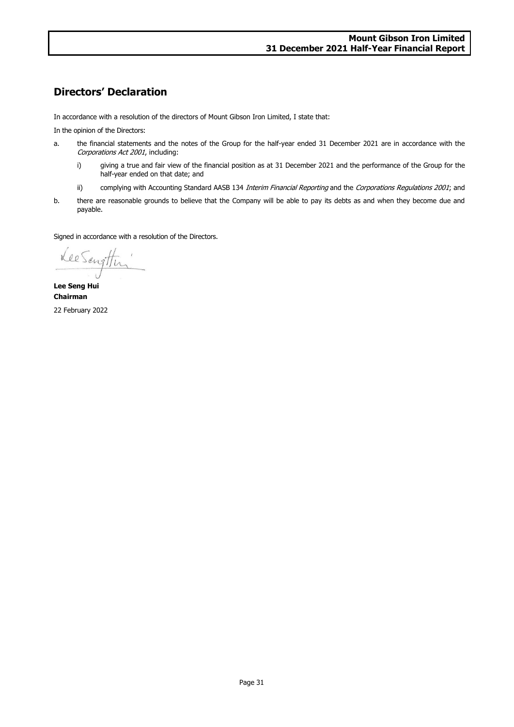# Directors' Declaration

In accordance with a resolution of the directors of Mount Gibson Iron Limited, I state that:

In the opinion of the Directors:

a. the financial statements and the notes of the Group for the half-year ended 31 December 2021 are in accordance with the *Corporations Act 2001*, including:

   i) giving a true and fair view of the financial position as at 31 December 2021 and the performance of the Group for the half-year ended on that date; and

   ii) complying with Accounting Standard AASB 134 *Interim Financial Reporting* and the *Corporations Regulations 2001*; and

b. there are reasonable grounds to believe that the Company will be able to pay its debts as and when they become due and payable.

Signed in accordance with a resolution of the Directors.

**Lee Seng Hui**
**Chairman**

22 February 2022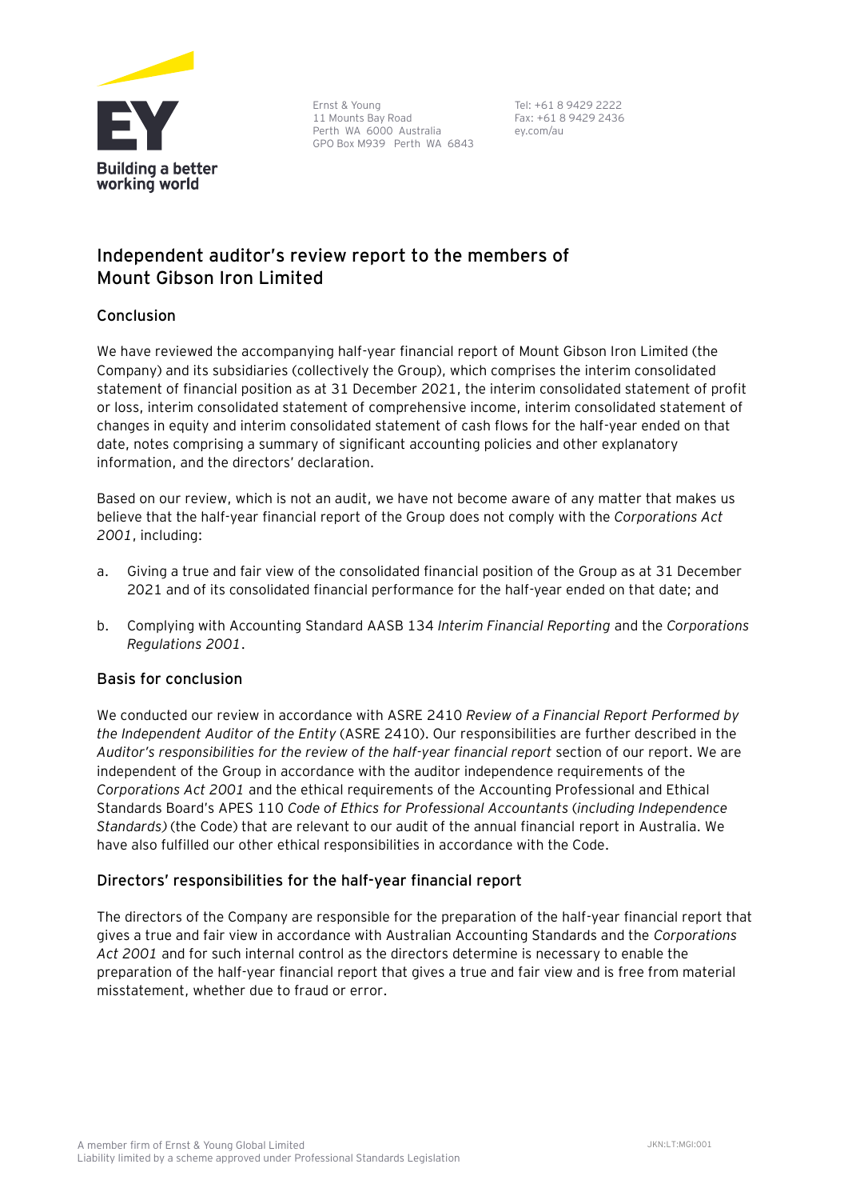Ernst & Young
11 Mounts Bay Road
Perth WA 6000 Australia
GPO Box M939 Perth WA 6843

Tel: +61 8 9429 2222
Fax: +61 8 9429 2436
ey.com/au

## Independent auditor's review report to the members of Mount Gibson Iron Limited

### Conclusion

We have reviewed the accompanying half-year financial report of Mount Gibson Iron Limited (the Company) and its subsidiaries (collectively the Group), which comprises the interim consolidated statement of financial position as at 31 December 2021, the interim consolidated statement of profit or loss, interim consolidated statement of comprehensive income, interim consolidated statement of changes in equity and interim consolidated statement of cash flows for the half-year ended on that date, notes comprising a summary of significant accounting policies and other explanatory information, and the directors' declaration.

Based on our review, which is not an audit, we have not become aware of any matter that makes us believe that the half-year financial report of the Group does not comply with the *Corporations Act 2001*, including:

a. Giving a true and fair view of the consolidated financial position of the Group as at 31 December 2021 and of its consolidated financial performance for the half-year ended on that date; and

b. Complying with Accounting Standard AASB 134 *Interim Financial Reporting* and the *Corporations Regulations 2001*.

### Basis for conclusion

We conducted our review in accordance with ASRE 2410 *Review of a Financial Report Performed by the Independent Auditor of the Entity* (ASRE 2410). Our responsibilities are further described in the *Auditor's responsibilities for the review of the half-year financial report* section of our report. We are independent of the Group in accordance with the auditor independence requirements of the *Corporations Act 2001* and the ethical requirements of the Accounting Professional and Ethical Standards Board's APES 110 *Code of Ethics for Professional Accountants (including Independence Standards)* (the Code) that are relevant to our audit of the annual financial report in Australia. We have also fulfilled our other ethical responsibilities in accordance with the Code.

### Directors' responsibilities for the half-year financial report

The directors of the Company are responsible for the preparation of the half-year financial report that gives a true and fair view in accordance with Australian Accounting Standards and the *Corporations Act 2001* and for such internal control as the directors determine is necessary to enable the preparation of the half-year financial report that gives a true and fair view and is free from material misstatement, whether due to fraud or error.

A member firm of Ernst & Young Global Limited
Liability limited by a scheme approved under Professional Standards Legislation

JKN:LT:MGI:001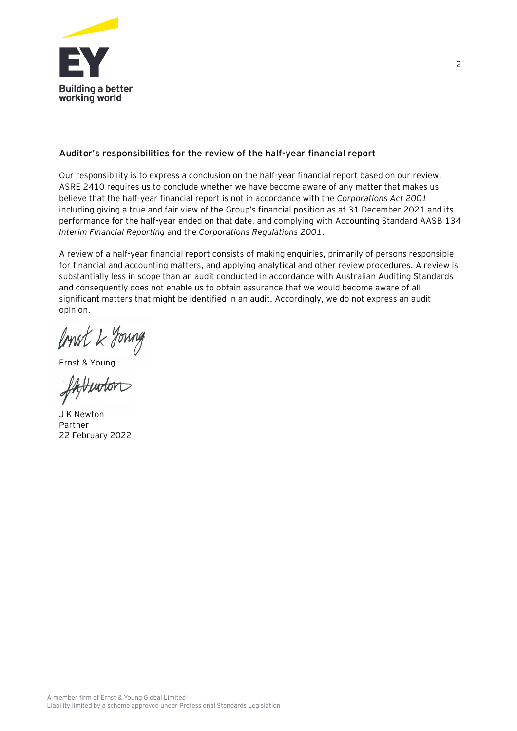## Auditor's responsibilities for the review of the half-year financial report

Our responsibility is to express a conclusion on the half-year financial report based on our review. ASRE 2410 requires us to conclude whether we have become aware of any matter that makes us believe that the half-year financial report is not in accordance with the *Corporations Act 2001* including giving a true and fair view of the Group's financial position as at 31 December 2021 and its performance for the half-year ended on that date, and complying with Accounting Standard AASB 134 *Interim Financial Reporting* and the *Corporations Regulations 2001*.

A review of a half-year financial report consists of making enquiries, primarily of persons responsible for financial and accounting matters, and applying analytical and other review procedures. A review is substantially less in scope than an audit conducted in accordance with Australian Auditing Standards and consequently does not enable us to obtain assurance that we would become aware of all significant matters that might be identified in an audit. Accordingly, we do not express an audit opinion.

Ernst & Young

J K Newton
Partner
22 February 2022

A member firm of Ernst & Young Global Limited
Liability limited by a scheme approved under Professional Standards Legislation